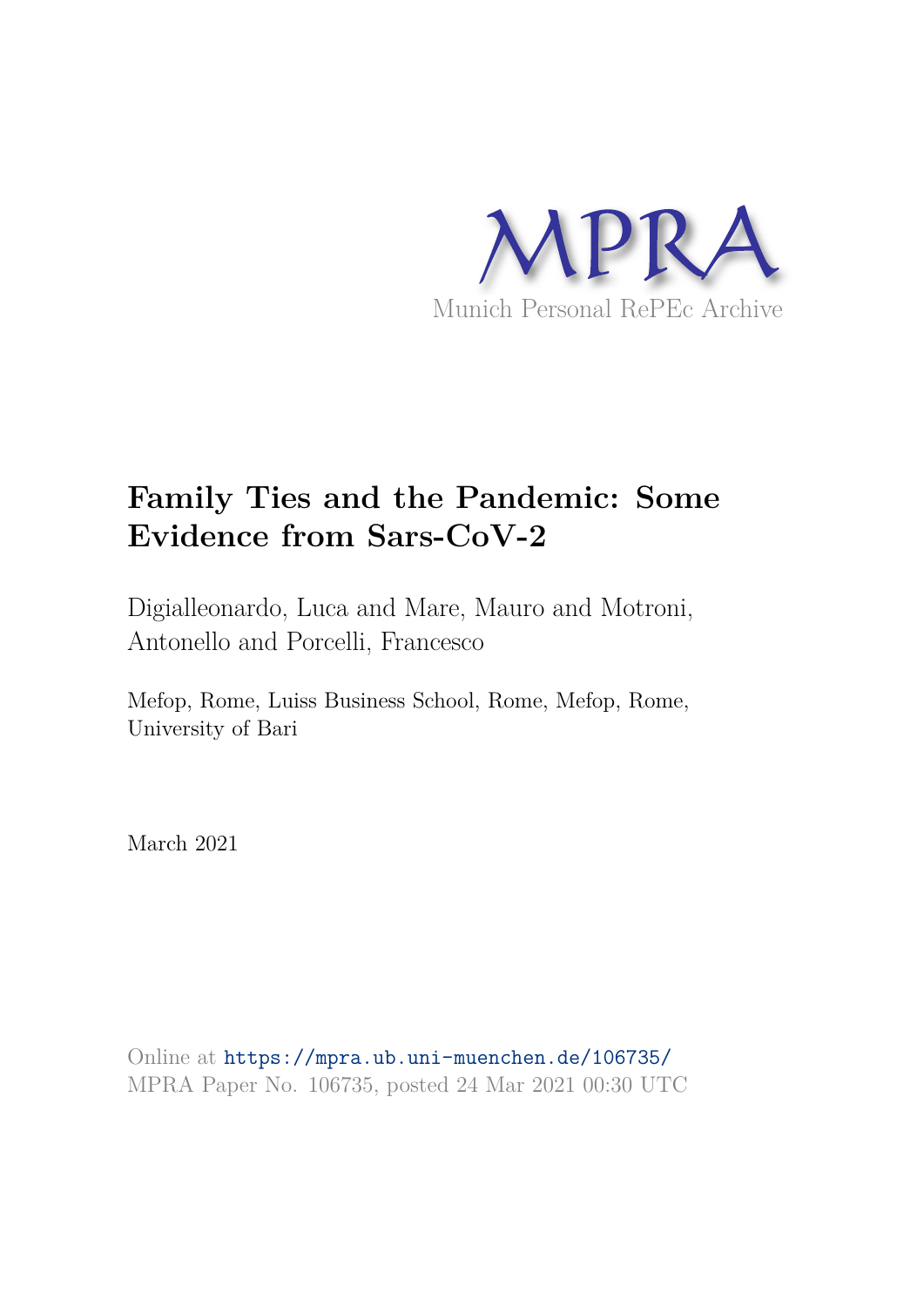MPRA

Munich Personal RePEc Archive

# Family Ties and the Pandemic: Some Evidence from Sars-CoV-2

Digialleonardo, Luca and Mare, Mauro and Motroni, Antonello and Porcelli, Francesco

Mefop, Rome, Luiss Business School, Rome, Mefop, Rome, University of Bari

March 2021

Online at https://mpra.ub.uni-muenchen.de/106735/
MPRA Paper No. 106735, posted 24 Mar 2021 00:30 UTC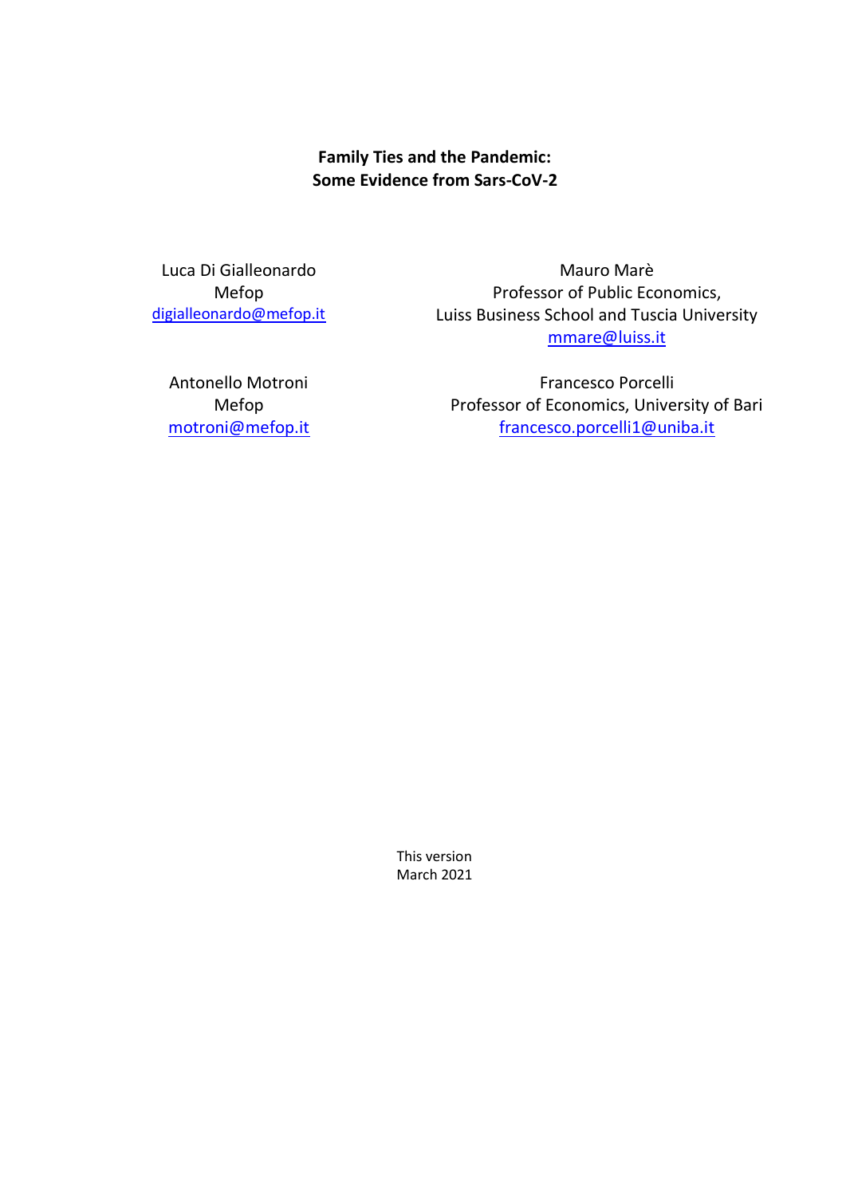**Family Ties and the Pandemic:**
**Some Evidence from Sars-CoV-2**

Luca Di Gialleonardo
Mefop
digialleonardo@mefop.it

Mauro Marè
Professor of Public Economics,
Luiss Business School and Tuscia University
mmare@luiss.it

Antonello Motroni
Mefop
motroni@mefop.it

Francesco Porcelli
Professor of Economics, University of Bari
francesco.porcelli1@uniba.it

This version
March 2021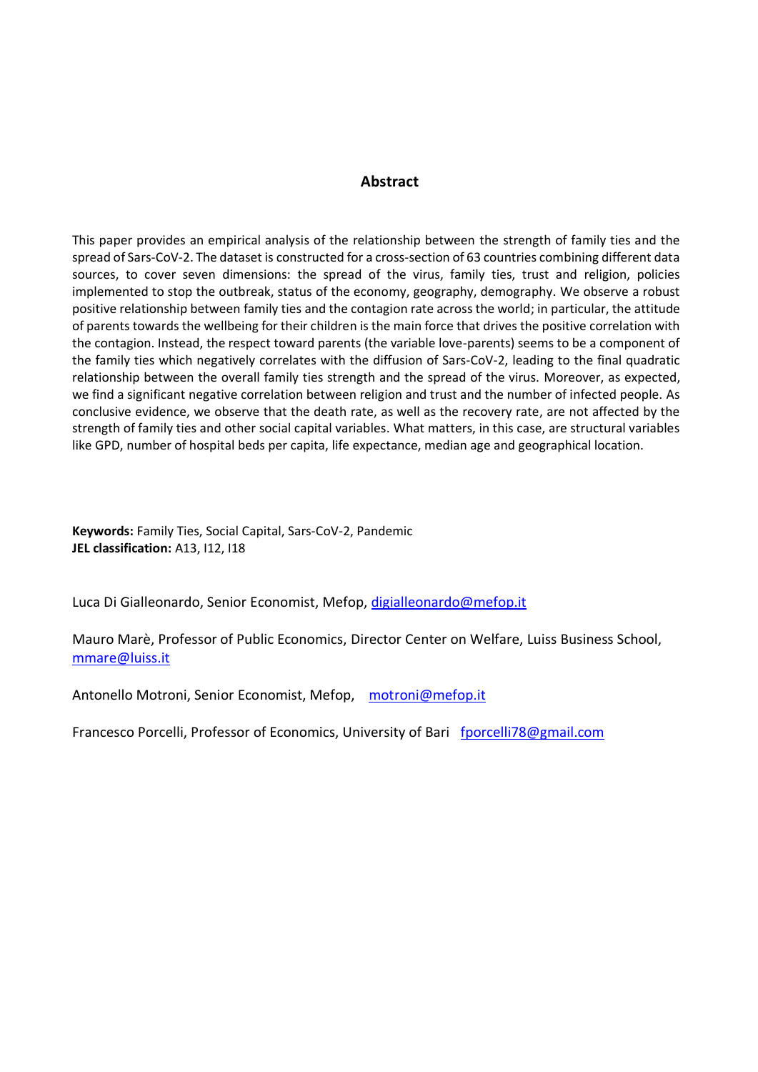## Abstract

This paper provides an empirical analysis of the relationship between the strength of family ties and the spread of Sars-CoV-2. The dataset is constructed for a cross-section of 63 countries combining different data sources, to cover seven dimensions: the spread of the virus, family ties, trust and religion, policies implemented to stop the outbreak, status of the economy, geography, demography. We observe a robust positive relationship between family ties and the contagion rate across the world; in particular, the attitude of parents towards the wellbeing for their children is the main force that drives the positive correlation with the contagion. Instead, the respect toward parents (the variable love-parents) seems to be a component of the family ties which negatively correlates with the diffusion of Sars-CoV-2, leading to the final quadratic relationship between the overall family ties strength and the spread of the virus. Moreover, as expected, we find a significant negative correlation between religion and trust and the number of infected people. As conclusive evidence, we observe that the death rate, as well as the recovery rate, are not affected by the strength of family ties and other social capital variables. What matters, in this case, are structural variables like GPD, number of hospital beds per capita, life expectance, median age and geographical location.

**Keywords:** Family Ties, Social Capital, Sars-CoV-2, Pandemic
**JEL classification:** A13, I12, I18

Luca Di Gialleonardo, Senior Economist, Mefop, digialleonardo@mefop.it

Mauro Marè, Professor of Public Economics, Director Center on Welfare, Luiss Business School, mmare@luiss.it

Antonello Motroni, Senior Economist, Mefop, motroni@mefop.it

Francesco Porcelli, Professor of Economics, University of Bari fporcelli78@gmail.com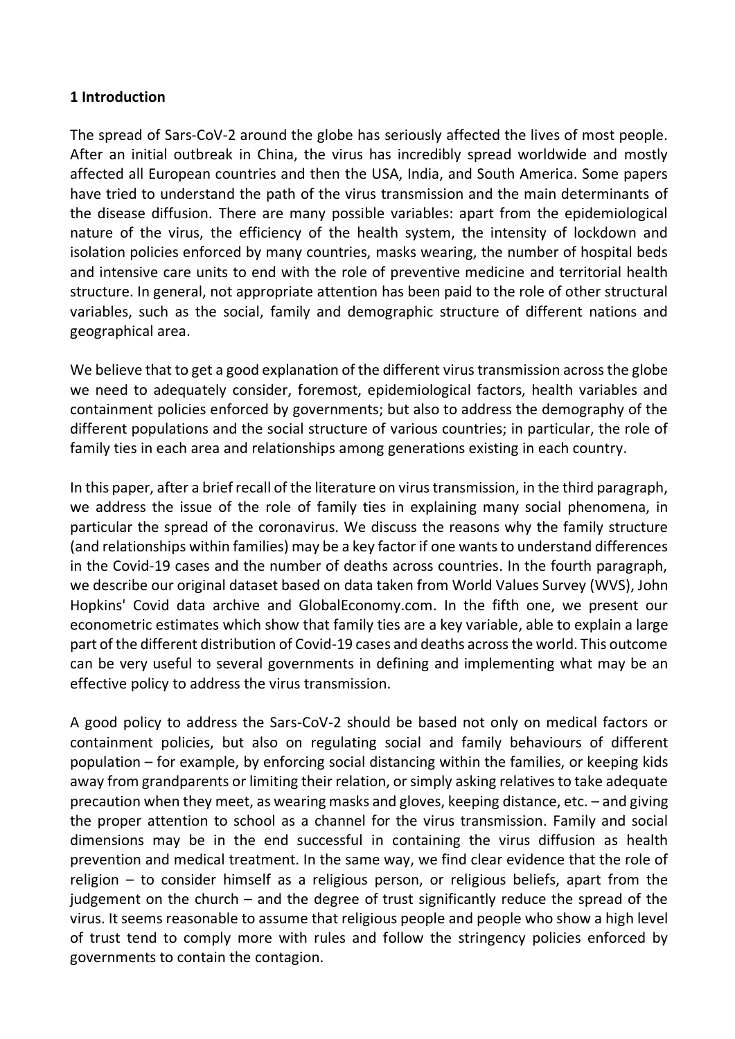## 1 Introduction

The spread of Sars-CoV-2 around the globe has seriously affected the lives of most people. After an initial outbreak in China, the virus has incredibly spread worldwide and mostly affected all European countries and then the USA, India, and South America. Some papers have tried to understand the path of the virus transmission and the main determinants of the disease diffusion. There are many possible variables: apart from the epidemiological nature of the virus, the efficiency of the health system, the intensity of lockdown and isolation policies enforced by many countries, masks wearing, the number of hospital beds and intensive care units to end with the role of preventive medicine and territorial health structure. In general, not appropriate attention has been paid to the role of other structural variables, such as the social, family and demographic structure of different nations and geographical area.

We believe that to get a good explanation of the different virus transmission across the globe we need to adequately consider, foremost, epidemiological factors, health variables and containment policies enforced by governments; but also to address the demography of the different populations and the social structure of various countries; in particular, the role of family ties in each area and relationships among generations existing in each country.

In this paper, after a brief recall of the literature on virus transmission, in the third paragraph, we address the issue of the role of family ties in explaining many social phenomena, in particular the spread of the coronavirus. We discuss the reasons why the family structure (and relationships within families) may be a key factor if one wants to understand differences in the Covid-19 cases and the number of deaths across countries. In the fourth paragraph, we describe our original dataset based on data taken from World Values Survey (WVS), John Hopkins' Covid data archive and GlobalEconomy.com. In the fifth one, we present our econometric estimates which show that family ties are a key variable, able to explain a large part of the different distribution of Covid-19 cases and deaths across the world. This outcome can be very useful to several governments in defining and implementing what may be an effective policy to address the virus transmission.

A good policy to address the Sars-CoV-2 should be based not only on medical factors or containment policies, but also on regulating social and family behaviours of different population – for example, by enforcing social distancing within the families, or keeping kids away from grandparents or limiting their relation, or simply asking relatives to take adequate precaution when they meet, as wearing masks and gloves, keeping distance, etc. – and giving the proper attention to school as a channel for the virus transmission. Family and social dimensions may be in the end successful in containing the virus diffusion as health prevention and medical treatment. In the same way, we find clear evidence that the role of religion – to consider himself as a religious person, or religious beliefs, apart from the judgement on the church – and the degree of trust significantly reduce the spread of the virus. It seems reasonable to assume that religious people and people who show a high level of trust tend to comply more with rules and follow the stringency policies enforced by governments to contain the contagion.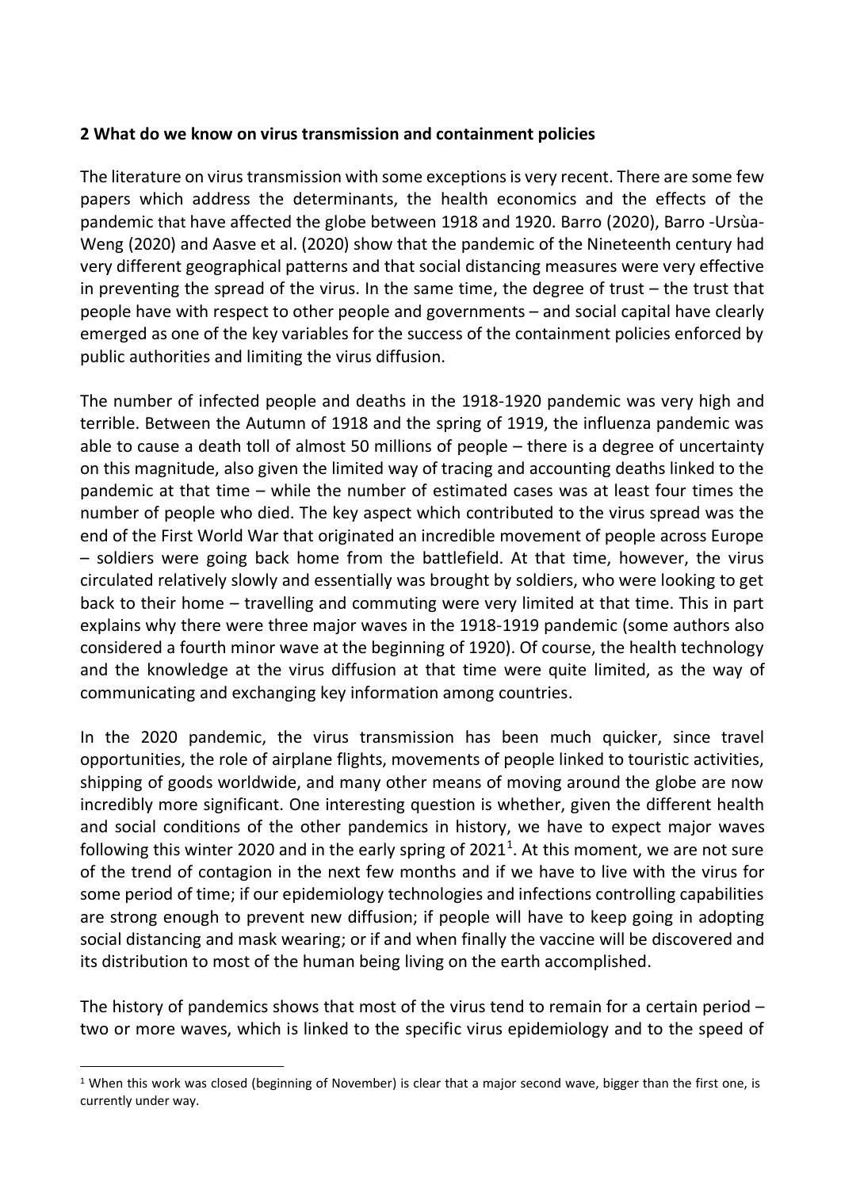## 2 What do we know on virus transmission and containment policies

The literature on virus transmission with some exceptions is very recent. There are some few papers which address the determinants, the health economics and the effects of the pandemic that have affected the globe between 1918 and 1920. Barro (2020), Barro -Ursùa-Weng (2020) and Aasve et al. (2020) show that the pandemic of the Nineteenth century had very different geographical patterns and that social distancing measures were very effective in preventing the spread of the virus. In the same time, the degree of trust – the trust that people have with respect to other people and governments – and social capital have clearly emerged as one of the key variables for the success of the containment policies enforced by public authorities and limiting the virus diffusion.

The number of infected people and deaths in the 1918-1920 pandemic was very high and terrible. Between the Autumn of 1918 and the spring of 1919, the influenza pandemic was able to cause a death toll of almost 50 millions of people – there is a degree of uncertainty on this magnitude, also given the limited way of tracing and accounting deaths linked to the pandemic at that time – while the number of estimated cases was at least four times the number of people who died. The key aspect which contributed to the virus spread was the end of the First World War that originated an incredible movement of people across Europe – soldiers were going back home from the battlefield. At that time, however, the virus circulated relatively slowly and essentially was brought by soldiers, who were looking to get back to their home – travelling and commuting were very limited at that time. This in part explains why there were three major waves in the 1918-1919 pandemic (some authors also considered a fourth minor wave at the beginning of 1920). Of course, the health technology and the knowledge at the virus diffusion at that time were quite limited, as the way of communicating and exchanging key information among countries.

In the 2020 pandemic, the virus transmission has been much quicker, since travel opportunities, the role of airplane flights, movements of people linked to touristic activities, shipping of goods worldwide, and many other means of moving around the globe are now incredibly more significant. One interesting question is whether, given the different health and social conditions of the other pandemics in history, we have to expect major waves following this winter 2020 and in the early spring of 2021[1]. At this moment, we are not sure of the trend of contagion in the next few months and if we have to live with the virus for some period of time; if our epidemiology technologies and infections controlling capabilities are strong enough to prevent new diffusion; if people will have to keep going in adopting social distancing and mask wearing; or if and when finally the vaccine will be discovered and its distribution to most of the human being living on the earth accomplished.

The history of pandemics shows that most of the virus tend to remain for a certain period – two or more waves, which is linked to the specific virus epidemiology and to the speed of

[1] When this work was closed (beginning of November) is clear that a major second wave, bigger than the first one, is currently under way.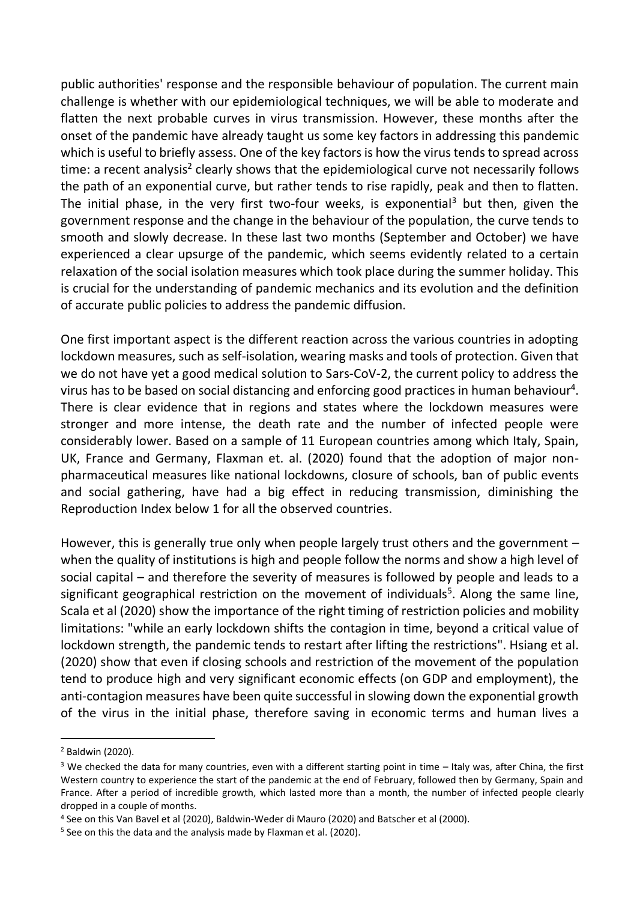public authorities' response and the responsible behaviour of population. The current main challenge is whether with our epidemiological techniques, we will be able to moderate and flatten the next probable curves in virus transmission. However, these months after the onset of the pandemic have already taught us some key factors in addressing this pandemic which is useful to briefly assess. One of the key factors is how the virus tends to spread across time: a recent analysis[2] clearly shows that the epidemiological curve not necessarily follows the path of an exponential curve, but rather tends to rise rapidly, peak and then to flatten. The initial phase, in the very first two-four weeks, is exponential[3] but then, given the government response and the change in the behaviour of the population, the curve tends to smooth and slowly decrease. In these last two months (September and October) we have experienced a clear upsurge of the pandemic, which seems evidently related to a certain relaxation of the social isolation measures which took place during the summer holiday. This is crucial for the understanding of pandemic mechanics and its evolution and the definition of accurate public policies to address the pandemic diffusion.

One first important aspect is the different reaction across the various countries in adopting lockdown measures, such as self-isolation, wearing masks and tools of protection. Given that we do not have yet a good medical solution to Sars-CoV-2, the current policy to address the virus has to be based on social distancing and enforcing good practices in human behaviour[4]. There is clear evidence that in regions and states where the lockdown measures were stronger and more intense, the death rate and the number of infected people were considerably lower. Based on a sample of 11 European countries among which Italy, Spain, UK, France and Germany, Flaxman et. al. (2020) found that the adoption of major non-pharmaceutical measures like national lockdowns, closure of schools, ban of public events and social gathering, have had a big effect in reducing transmission, diminishing the Reproduction Index below 1 for all the observed countries.

However, this is generally true only when people largely trust others and the government – when the quality of institutions is high and people follow the norms and show a high level of social capital – and therefore the severity of measures is followed by people and leads to a significant geographical restriction on the movement of individuals[5]. Along the same line, Scala et al (2020) show the importance of the right timing of restriction policies and mobility limitations: "while an early lockdown shifts the contagion in time, beyond a critical value of lockdown strength, the pandemic tends to restart after lifting the restrictions". Hsiang et al. (2020) show that even if closing schools and restriction of the movement of the population tend to produce high and very significant economic effects (on GDP and employment), the anti-contagion measures have been quite successful in slowing down the exponential growth of the virus in the initial phase, therefore saving in economic terms and human lives a

---

[2] Baldwin (2020).

[3] We checked the data for many countries, even with a different starting point in time – Italy was, after China, the first Western country to experience the start of the pandemic at the end of February, followed then by Germany, Spain and France. After a period of incredible growth, which lasted more than a month, the number of infected people clearly dropped in a couple of months.

[4] See on this Van Bavel et al (2020), Baldwin-Weder di Mauro (2020) and Batscher et al (2000).

[5] See on this the data and the analysis made by Flaxman et al. (2020).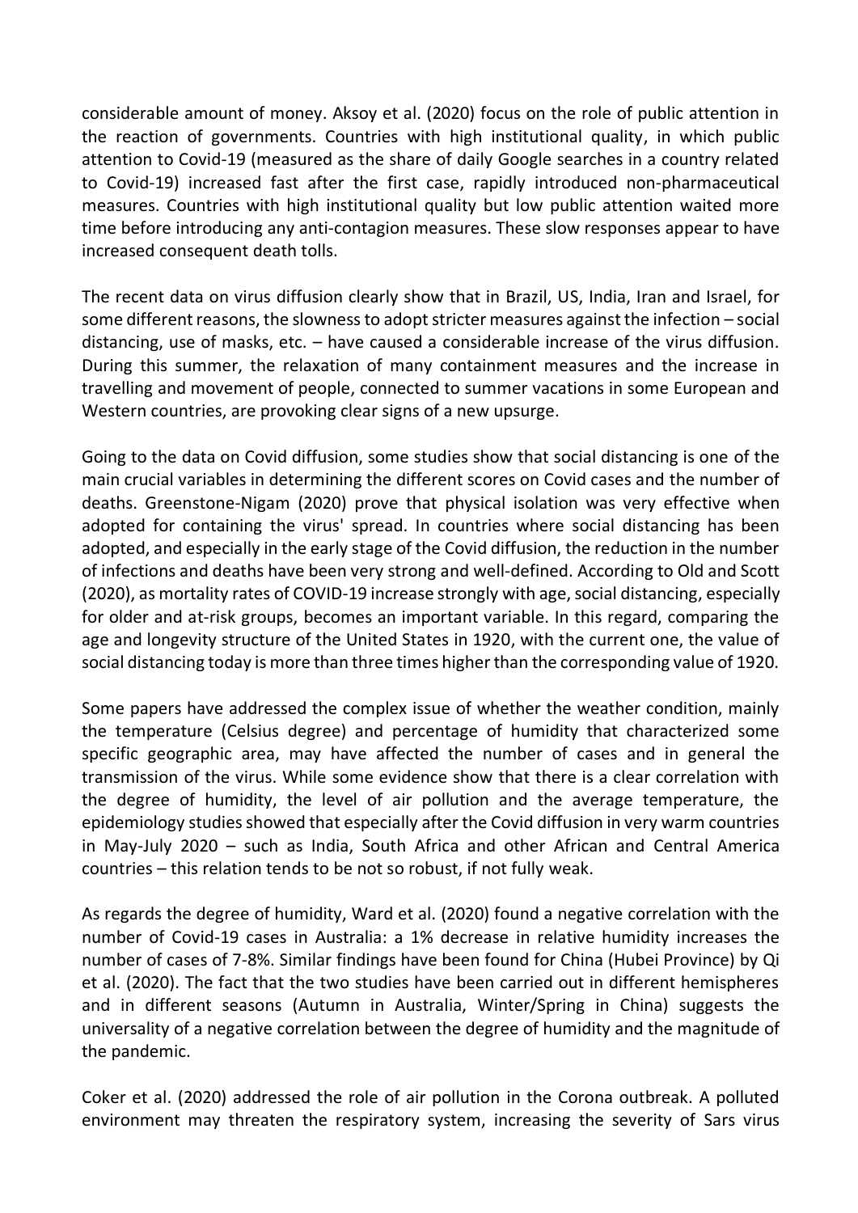considerable amount of money. Aksoy et al. (2020) focus on the role of public attention in the reaction of governments. Countries with high institutional quality, in which public attention to Covid-19 (measured as the share of daily Google searches in a country related to Covid-19) increased fast after the first case, rapidly introduced non-pharmaceutical measures. Countries with high institutional quality but low public attention waited more time before introducing any anti-contagion measures. These slow responses appear to have increased consequent death tolls.

The recent data on virus diffusion clearly show that in Brazil, US, India, Iran and Israel, for some different reasons, the slowness to adopt stricter measures against the infection – social distancing, use of masks, etc. – have caused a considerable increase of the virus diffusion. During this summer, the relaxation of many containment measures and the increase in travelling and movement of people, connected to summer vacations in some European and Western countries, are provoking clear signs of a new upsurge.

Going to the data on Covid diffusion, some studies show that social distancing is one of the main crucial variables in determining the different scores on Covid cases and the number of deaths. Greenstone-Nigam (2020) prove that physical isolation was very effective when adopted for containing the virus' spread. In countries where social distancing has been adopted, and especially in the early stage of the Covid diffusion, the reduction in the number of infections and deaths have been very strong and well-defined. According to Old and Scott (2020), as mortality rates of COVID-19 increase strongly with age, social distancing, especially for older and at-risk groups, becomes an important variable. In this regard, comparing the age and longevity structure of the United States in 1920, with the current one, the value of social distancing today is more than three times higher than the corresponding value of 1920.

Some papers have addressed the complex issue of whether the weather condition, mainly the temperature (Celsius degree) and percentage of humidity that characterized some specific geographic area, may have affected the number of cases and in general the transmission of the virus. While some evidence show that there is a clear correlation with the degree of humidity, the level of air pollution and the average temperature, the epidemiology studies showed that especially after the Covid diffusion in very warm countries in May-July 2020 – such as India, South Africa and other African and Central America countries – this relation tends to be not so robust, if not fully weak.

As regards the degree of humidity, Ward et al. (2020) found a negative correlation with the number of Covid-19 cases in Australia: a 1% decrease in relative humidity increases the number of cases of 7-8%. Similar findings have been found for China (Hubei Province) by Qi et al. (2020). The fact that the two studies have been carried out in different hemispheres and in different seasons (Autumn in Australia, Winter/Spring in China) suggests the universality of a negative correlation between the degree of humidity and the magnitude of the pandemic.

Coker et al. (2020) addressed the role of air pollution in the Corona outbreak. A polluted environment may threaten the respiratory system, increasing the severity of Sars virus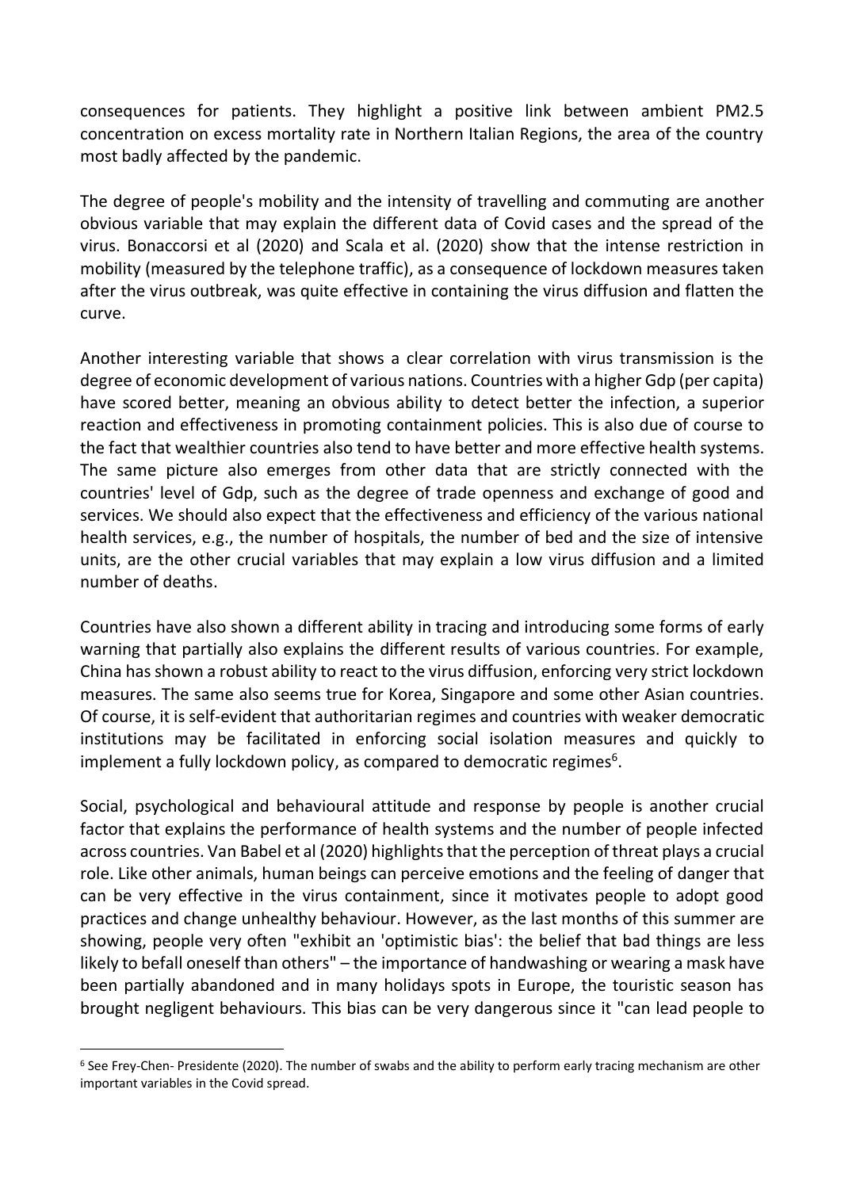consequences for patients. They highlight a positive link between ambient PM2.5 concentration on excess mortality rate in Northern Italian Regions, the area of the country most badly affected by the pandemic.

The degree of people's mobility and the intensity of travelling and commuting are another obvious variable that may explain the different data of Covid cases and the spread of the virus. Bonaccorsi et al (2020) and Scala et al. (2020) show that the intense restriction in mobility (measured by the telephone traffic), as a consequence of lockdown measures taken after the virus outbreak, was quite effective in containing the virus diffusion and flatten the curve.

Another interesting variable that shows a clear correlation with virus transmission is the degree of economic development of various nations. Countries with a higher Gdp (per capita) have scored better, meaning an obvious ability to detect better the infection, a superior reaction and effectiveness in promoting containment policies. This is also due of course to the fact that wealthier countries also tend to have better and more effective health systems. The same picture also emerges from other data that are strictly connected with the countries' level of Gdp, such as the degree of trade openness and exchange of good and services. We should also expect that the effectiveness and efficiency of the various national health services, e.g., the number of hospitals, the number of bed and the size of intensive units, are the other crucial variables that may explain a low virus diffusion and a limited number of deaths.

Countries have also shown a different ability in tracing and introducing some forms of early warning that partially also explains the different results of various countries. For example, China has shown a robust ability to react to the virus diffusion, enforcing very strict lockdown measures. The same also seems true for Korea, Singapore and some other Asian countries. Of course, it is self-evident that authoritarian regimes and countries with weaker democratic institutions may be facilitated in enforcing social isolation measures and quickly to implement a fully lockdown policy, as compared to democratic regimes[6].

Social, psychological and behavioural attitude and response by people is another crucial factor that explains the performance of health systems and the number of people infected across countries. Van Babel et al (2020) highlights that the perception of threat plays a crucial role. Like other animals, human beings can perceive emotions and the feeling of danger that can be very effective in the virus containment, since it motivates people to adopt good practices and change unhealthy behaviour. However, as the last months of this summer are showing, people very often "exhibit an 'optimistic bias': the belief that bad things are less likely to befall oneself than others" – the importance of handwashing or wearing a mask have been partially abandoned and in many holidays spots in Europe, the touristic season has brought negligent behaviours. This bias can be very dangerous since it "can lead people to

[6] See Frey-Chen- Presidente (2020). The number of swabs and the ability to perform early tracing mechanism are other important variables in the Covid spread.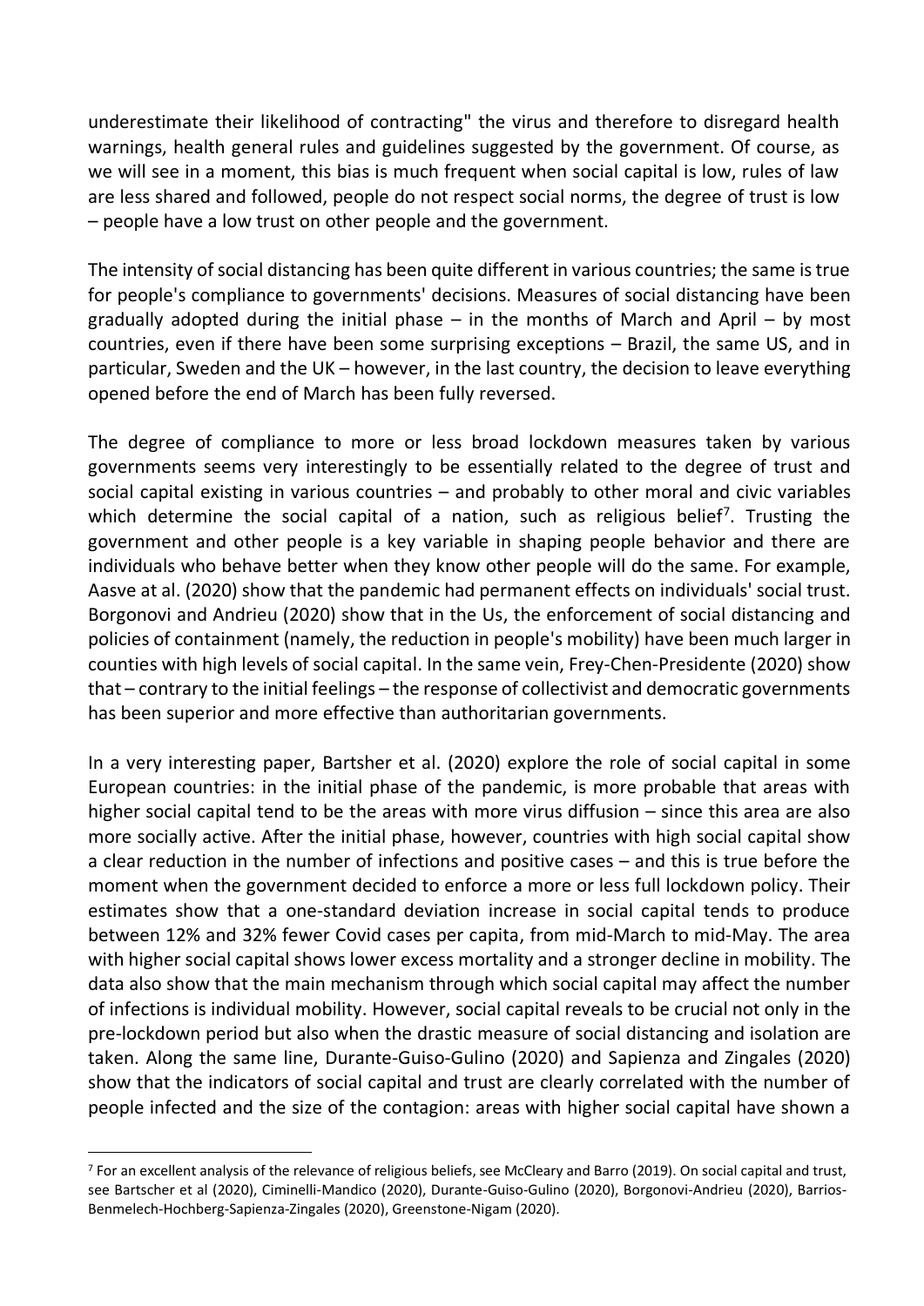underestimate their likelihood of contracting" the virus and therefore to disregard health warnings, health general rules and guidelines suggested by the government. Of course, as we will see in a moment, this bias is much frequent when social capital is low, rules of law are less shared and followed, people do not respect social norms, the degree of trust is low – people have a low trust on other people and the government.

The intensity of social distancing has been quite different in various countries; the same is true for people's compliance to governments' decisions. Measures of social distancing have been gradually adopted during the initial phase – in the months of March and April – by most countries, even if there have been some surprising exceptions – Brazil, the same US, and in particular, Sweden and the UK – however, in the last country, the decision to leave everything opened before the end of March has been fully reversed.

The degree of compliance to more or less broad lockdown measures taken by various governments seems very interestingly to be essentially related to the degree of trust and social capital existing in various countries – and probably to other moral and civic variables which determine the social capital of a nation, such as religious belief[7]. Trusting the government and other people is a key variable in shaping people behavior and there are individuals who behave better when they know other people will do the same. For example, Aasve at al. (2020) show that the pandemic had permanent effects on individuals' social trust. Borgonovi and Andrieu (2020) show that in the Us, the enforcement of social distancing and policies of containment (namely, the reduction in people's mobility) have been much larger in counties with high levels of social capital. In the same vein, Frey-Chen-Presidente (2020) show that – contrary to the initial feelings – the response of collectivist and democratic governments has been superior and more effective than authoritarian governments.

In a very interesting paper, Bartsher et al. (2020) explore the role of social capital in some European countries: in the initial phase of the pandemic, is more probable that areas with higher social capital tend to be the areas with more virus diffusion – since this area are also more socially active. After the initial phase, however, countries with high social capital show a clear reduction in the number of infections and positive cases – and this is true before the moment when the government decided to enforce a more or less full lockdown policy. Their estimates show that a one-standard deviation increase in social capital tends to produce between 12% and 32% fewer Covid cases per capita, from mid-March to mid-May. The area with higher social capital shows lower excess mortality and a stronger decline in mobility. The data also show that the main mechanism through which social capital may affect the number of infections is individual mobility. However, social capital reveals to be crucial not only in the pre-lockdown period but also when the drastic measure of social distancing and isolation are taken. Along the same line, Durante-Guiso-Gulino (2020) and Sapienza and Zingales (2020) show that the indicators of social capital and trust are clearly correlated with the number of people infected and the size of the contagion: areas with higher social capital have shown a

[7] For an excellent analysis of the relevance of religious beliefs, see McCleary and Barro (2019). On social capital and trust, see Bartscher et al (2020), Ciminelli-Mandico (2020), Durante-Guiso-Gulino (2020), Borgonovi-Andrieu (2020), Barrios-Benmelech-Hochberg-Sapienza-Zingales (2020), Greenstone-Nigam (2020).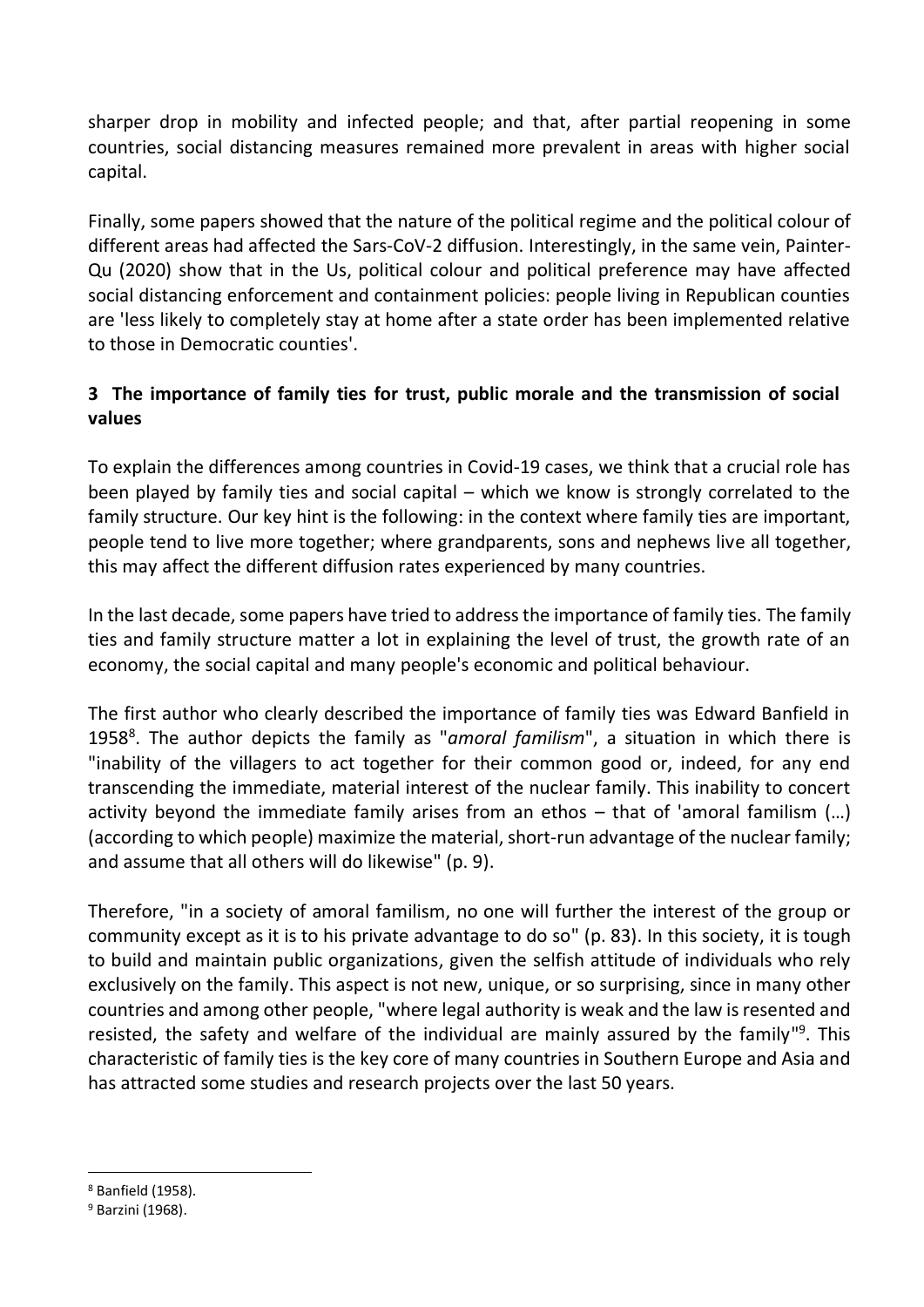sharper drop in mobility and infected people; and that, after partial reopening in some countries, social distancing measures remained more prevalent in areas with higher social capital.

Finally, some papers showed that the nature of the political regime and the political colour of different areas had affected the Sars-CoV-2 diffusion. Interestingly, in the same vein, Painter-Qu (2020) show that in the Us, political colour and political preference may have affected social distancing enforcement and containment policies: people living in Republican counties are 'less likely to completely stay at home after a state order has been implemented relative to those in Democratic counties'.

## 3 The importance of family ties for trust, public morale and the transmission of social values

To explain the differences among countries in Covid-19 cases, we think that a crucial role has been played by family ties and social capital – which we know is strongly correlated to the family structure. Our key hint is the following: in the context where family ties are important, people tend to live more together; where grandparents, sons and nephews live all together, this may affect the different diffusion rates experienced by many countries.

In the last decade, some papers have tried to address the importance of family ties. The family ties and family structure matter a lot in explaining the level of trust, the growth rate of an economy, the social capital and many people's economic and political behaviour.

The first author who clearly described the importance of family ties was Edward Banfield in 1958[8]. The author depicts the family as "*amoral familism*", a situation in which there is "inability of the villagers to act together for their common good or, indeed, for any end transcending the immediate, material interest of the nuclear family. This inability to concert activity beyond the immediate family arises from an ethos – that of 'amoral familism (…) (according to which people) maximize the material, short-run advantage of the nuclear family; and assume that all others will do likewise" (p. 9).

Therefore, "in a society of amoral familism, no one will further the interest of the group or community except as it is to his private advantage to do so" (p. 83). In this society, it is tough to build and maintain public organizations, given the selfish attitude of individuals who rely exclusively on the family. This aspect is not new, unique, or so surprising, since in many other countries and among other people, "where legal authority is weak and the law is resented and resisted, the safety and welfare of the individual are mainly assured by the family"[9]. This characteristic of family ties is the key core of many countries in Southern Europe and Asia and has attracted some studies and research projects over the last 50 years.

[8] Banfield (1958).

[9] Barzini (1968).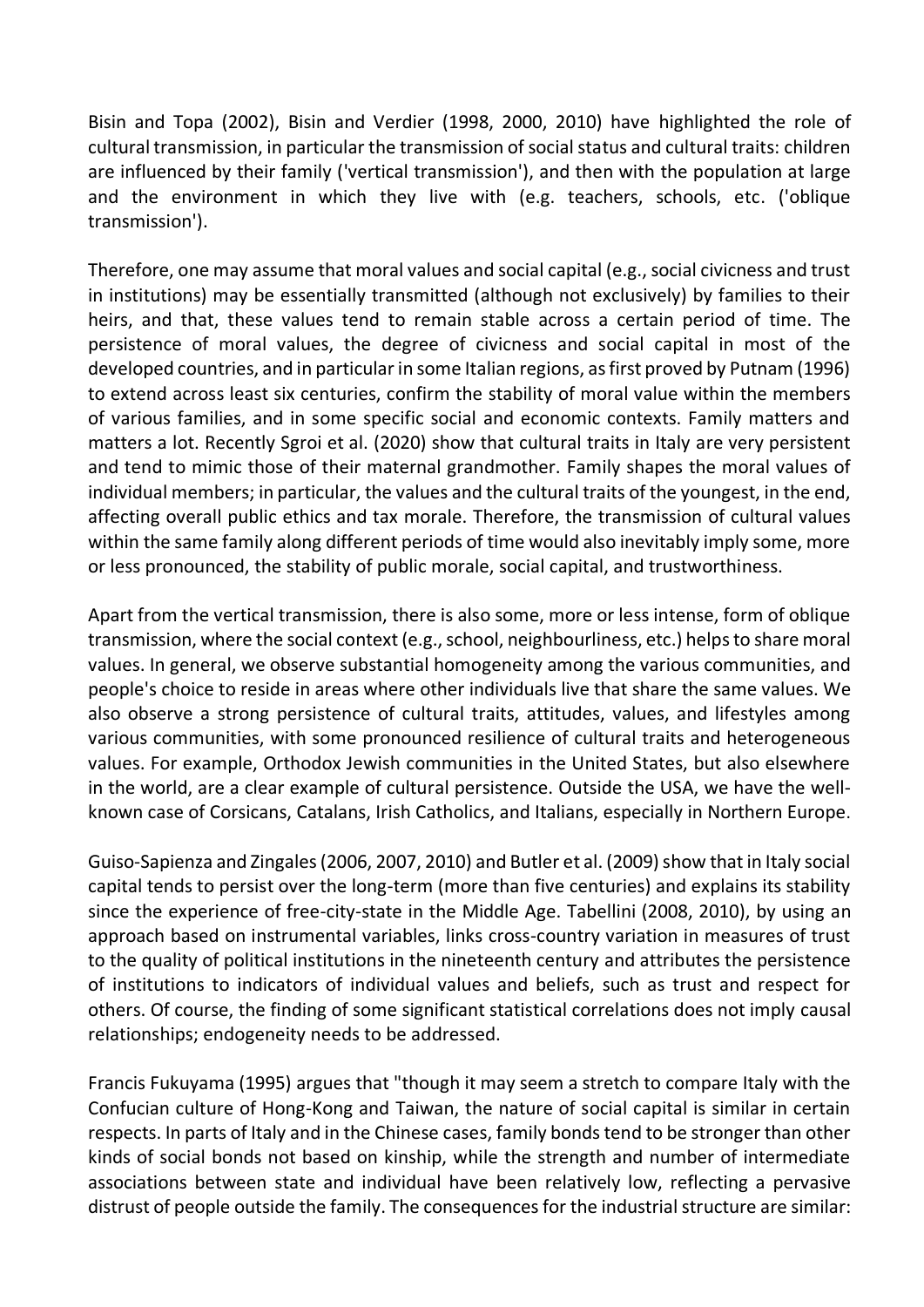Bisin and Topa (2002), Bisin and Verdier (1998, 2000, 2010) have highlighted the role of cultural transmission, in particular the transmission of social status and cultural traits: children are influenced by their family ('vertical transmission'), and then with the population at large and the environment in which they live with (e.g. teachers, schools, etc. ('oblique transmission').

Therefore, one may assume that moral values and social capital (e.g., social civicness and trust in institutions) may be essentially transmitted (although not exclusively) by families to their heirs, and that, these values tend to remain stable across a certain period of time. The persistence of moral values, the degree of civicness and social capital in most of the developed countries, and in particular in some Italian regions, as first proved by Putnam (1996) to extend across least six centuries, confirm the stability of moral value within the members of various families, and in some specific social and economic contexts. Family matters and matters a lot. Recently Sgroi et al. (2020) show that cultural traits in Italy are very persistent and tend to mimic those of their maternal grandmother. Family shapes the moral values of individual members; in particular, the values and the cultural traits of the youngest, in the end, affecting overall public ethics and tax morale. Therefore, the transmission of cultural values within the same family along different periods of time would also inevitably imply some, more or less pronounced, the stability of public morale, social capital, and trustworthiness.

Apart from the vertical transmission, there is also some, more or less intense, form of oblique transmission, where the social context (e.g., school, neighbourliness, etc.) helps to share moral values. In general, we observe substantial homogeneity among the various communities, and people's choice to reside in areas where other individuals live that share the same values. We also observe a strong persistence of cultural traits, attitudes, values, and lifestyles among various communities, with some pronounced resilience of cultural traits and heterogeneous values. For example, Orthodox Jewish communities in the United States, but also elsewhere in the world, are a clear example of cultural persistence. Outside the USA, we have the well-known case of Corsicans, Catalans, Irish Catholics, and Italians, especially in Northern Europe.

Guiso-Sapienza and Zingales (2006, 2007, 2010) and Butler et al. (2009) show that in Italy social capital tends to persist over the long-term (more than five centuries) and explains its stability since the experience of free-city-state in the Middle Age. Tabellini (2008, 2010), by using an approach based on instrumental variables, links cross-country variation in measures of trust to the quality of political institutions in the nineteenth century and attributes the persistence of institutions to indicators of individual values and beliefs, such as trust and respect for others. Of course, the finding of some significant statistical correlations does not imply causal relationships; endogeneity needs to be addressed.

Francis Fukuyama (1995) argues that "though it may seem a stretch to compare Italy with the Confucian culture of Hong-Kong and Taiwan, the nature of social capital is similar in certain respects. In parts of Italy and in the Chinese cases, family bonds tend to be stronger than other kinds of social bonds not based on kinship, while the strength and number of intermediate associations between state and individual have been relatively low, reflecting a pervasive distrust of people outside the family. The consequences for the industrial structure are similar: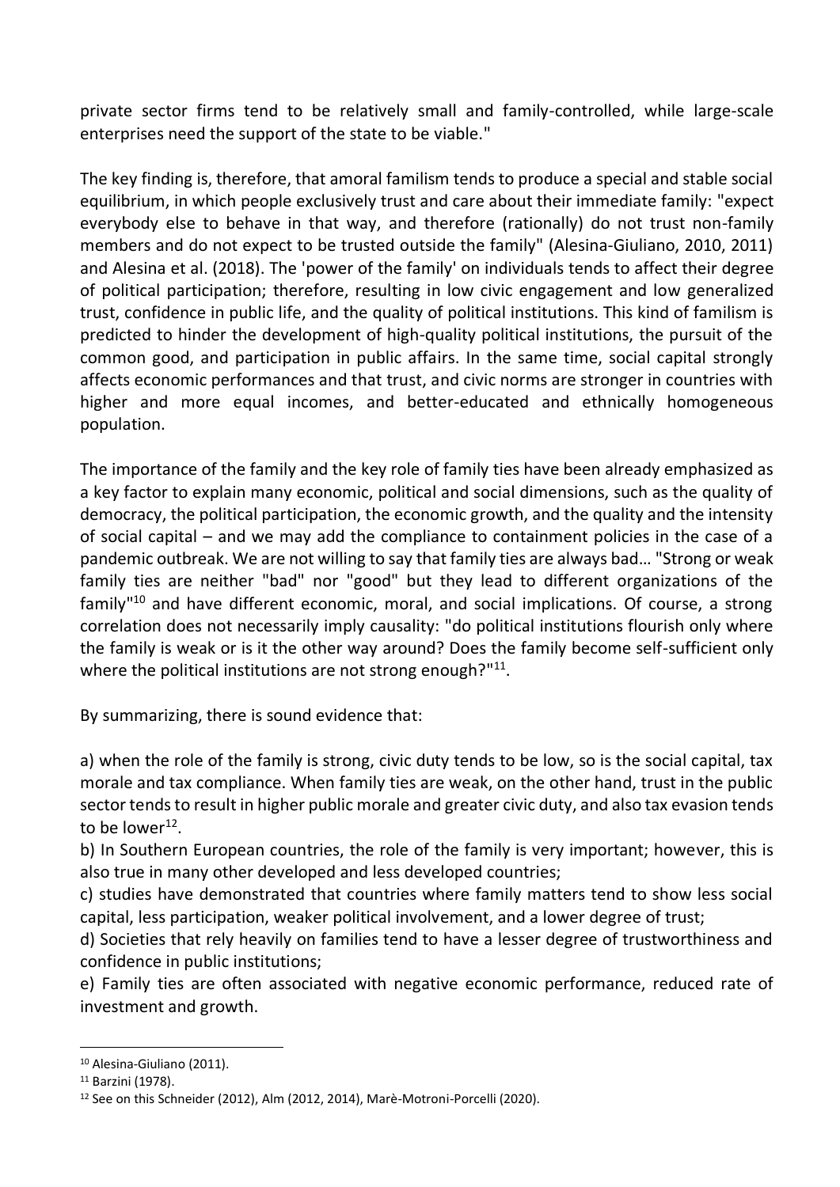private sector firms tend to be relatively small and family-controlled, while large-scale enterprises need the support of the state to be viable."

The key finding is, therefore, that amoral familism tends to produce a special and stable social equilibrium, in which people exclusively trust and care about their immediate family: "expect everybody else to behave in that way, and therefore (rationally) do not trust non-family members and do not expect to be trusted outside the family" (Alesina-Giuliano, 2010, 2011) and Alesina et al. (2018). The 'power of the family' on individuals tends to affect their degree of political participation; therefore, resulting in low civic engagement and low generalized trust, confidence in public life, and the quality of political institutions. This kind of familism is predicted to hinder the development of high-quality political institutions, the pursuit of the common good, and participation in public affairs. In the same time, social capital strongly affects economic performances and that trust, and civic norms are stronger in countries with higher and more equal incomes, and better-educated and ethnically homogeneous population.

The importance of the family and the key role of family ties have been already emphasized as a key factor to explain many economic, political and social dimensions, such as the quality of democracy, the political participation, the economic growth, and the quality and the intensity of social capital – and we may add the compliance to containment policies in the case of a pandemic outbreak. We are not willing to say that family ties are always bad… "Strong or weak family ties are neither "bad" nor "good" but they lead to different organizations of the family"[10] and have different economic, moral, and social implications. Of course, a strong correlation does not necessarily imply causality: "do political institutions flourish only where the family is weak or is it the other way around? Does the family become self-sufficient only where the political institutions are not strong enough?"[11].

By summarizing, there is sound evidence that:

a) when the role of the family is strong, civic duty tends to be low, so is the social capital, tax morale and tax compliance. When family ties are weak, on the other hand, trust in the public sector tends to result in higher public morale and greater civic duty, and also tax evasion tends to be lower[12].

b) In Southern European countries, the role of the family is very important; however, this is also true in many other developed and less developed countries;

c) studies have demonstrated that countries where family matters tend to show less social capital, less participation, weaker political involvement, and a lower degree of trust;

d) Societies that rely heavily on families tend to have a lesser degree of trustworthiness and confidence in public institutions;

e) Family ties are often associated with negative economic performance, reduced rate of investment and growth.

[10] Alesina-Giuliano (2011).

[11] Barzini (1978).

[12] See on this Schneider (2012), Alm (2012, 2014), Marè-Motroni-Porcelli (2020).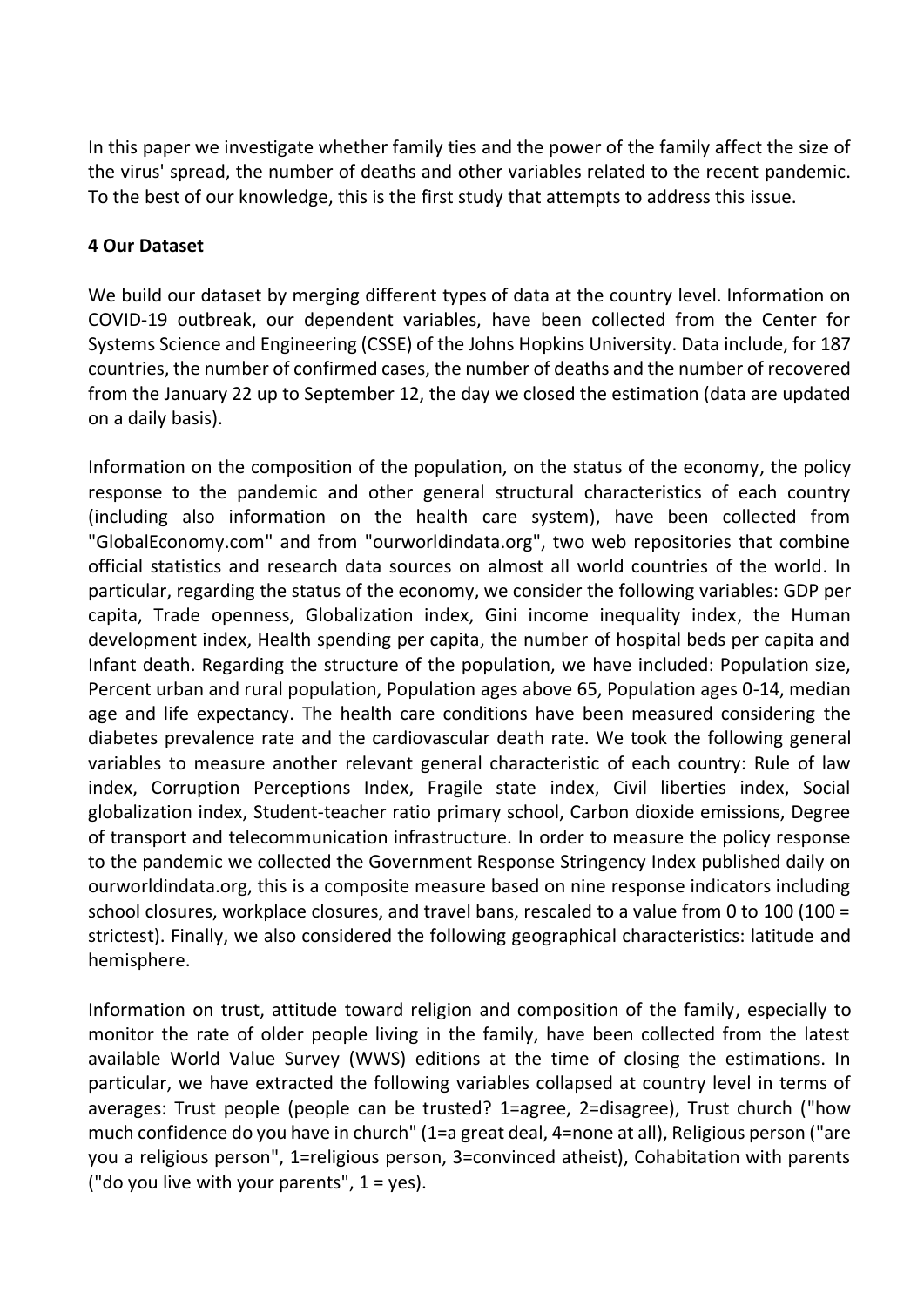In this paper we investigate whether family ties and the power of the family affect the size of the virus' spread, the number of deaths and other variables related to the recent pandemic. To the best of our knowledge, this is the first study that attempts to address this issue.

**4 Our Dataset**

We build our dataset by merging different types of data at the country level. Information on COVID-19 outbreak, our dependent variables, have been collected from the Center for Systems Science and Engineering (CSSE) of the Johns Hopkins University. Data include, for 187 countries, the number of confirmed cases, the number of deaths and the number of recovered from the January 22 up to September 12, the day we closed the estimation (data are updated on a daily basis).

Information on the composition of the population, on the status of the economy, the policy response to the pandemic and other general structural characteristics of each country (including also information on the health care system), have been collected from "GlobalEconomy.com" and from "ourworldindata.org", two web repositories that combine official statistics and research data sources on almost all world countries of the world. In particular, regarding the status of the economy, we consider the following variables: GDP per capita, Trade openness, Globalization index, Gini income inequality index, the Human development index, Health spending per capita, the number of hospital beds per capita and Infant death. Regarding the structure of the population, we have included: Population size, Percent urban and rural population, Population ages above 65, Population ages 0-14, median age and life expectancy. The health care conditions have been measured considering the diabetes prevalence rate and the cardiovascular death rate. We took the following general variables to measure another relevant general characteristic of each country: Rule of law index, Corruption Perceptions Index, Fragile state index, Civil liberties index, Social globalization index, Student-teacher ratio primary school, Carbon dioxide emissions, Degree of transport and telecommunication infrastructure. In order to measure the policy response to the pandemic we collected the Government Response Stringency Index published daily on ourworldindata.org, this is a composite measure based on nine response indicators including school closures, workplace closures, and travel bans, rescaled to a value from 0 to 100 (100 = strictest). Finally, we also considered the following geographical characteristics: latitude and hemisphere.

Information on trust, attitude toward religion and composition of the family, especially to monitor the rate of older people living in the family, have been collected from the latest available World Value Survey (WWS) editions at the time of closing the estimations. In particular, we have extracted the following variables collapsed at country level in terms of averages: Trust people (people can be trusted? 1=agree, 2=disagree), Trust church ("how much confidence do you have in church" (1=a great deal, 4=none at all), Religious person ("are you a religious person", 1=religious person, 3=convinced atheist), Cohabitation with parents ("do you live with your parents", 1 = yes).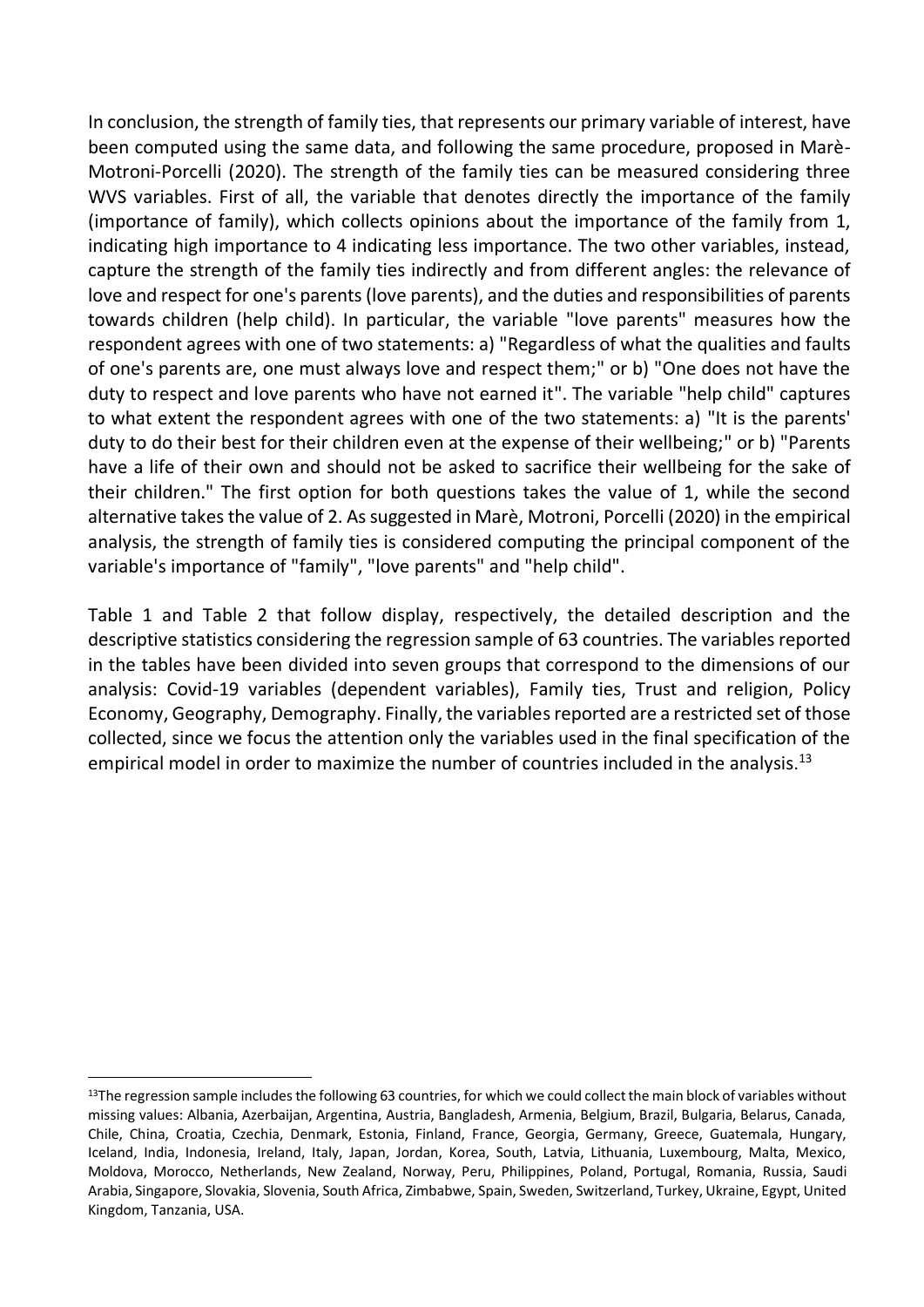In conclusion, the strength of family ties, that represents our primary variable of interest, have been computed using the same data, and following the same procedure, proposed in Marè-Motroni-Porcelli (2020). The strength of the family ties can be measured considering three WVS variables. First of all, the variable that denotes directly the importance of the family (importance of family), which collects opinions about the importance of the family from 1, indicating high importance to 4 indicating less importance. The two other variables, instead, capture the strength of the family ties indirectly and from different angles: the relevance of love and respect for one's parents (love parents), and the duties and responsibilities of parents towards children (help child). In particular, the variable "love parents" measures how the respondent agrees with one of two statements: a) "Regardless of what the qualities and faults of one's parents are, one must always love and respect them;" or b) "One does not have the duty to respect and love parents who have not earned it". The variable "help child" captures to what extent the respondent agrees with one of the two statements: a) "It is the parents' duty to do their best for their children even at the expense of their wellbeing;" or b) "Parents have a life of their own and should not be asked to sacrifice their wellbeing for the sake of their children." The first option for both questions takes the value of 1, while the second alternative takes the value of 2. As suggested in Marè, Motroni, Porcelli (2020) in the empirical analysis, the strength of family ties is considered computing the principal component of the variable's importance of "family", "love parents" and "help child".

Table 1 and Table 2 that follow display, respectively, the detailed description and the descriptive statistics considering the regression sample of 63 countries. The variables reported in the tables have been divided into seven groups that correspond to the dimensions of our analysis: Covid-19 variables (dependent variables), Family ties, Trust and religion, Policy Economy, Geography, Demography. Finally, the variables reported are a restricted set of those collected, since we focus the attention only the variables used in the final specification of the empirical model in order to maximize the number of countries included in the analysis.[13]

---

[13]The regression sample includes the following 63 countries, for which we could collect the main block of variables without missing values: Albania, Azerbaijan, Argentina, Austria, Bangladesh, Armenia, Belgium, Brazil, Bulgaria, Belarus, Canada, Chile, China, Croatia, Czechia, Denmark, Estonia, Finland, France, Georgia, Germany, Greece, Guatemala, Hungary, Iceland, India, Indonesia, Ireland, Italy, Japan, Jordan, Korea, South, Latvia, Lithuania, Luxembourg, Malta, Mexico, Moldova, Morocco, Netherlands, New Zealand, Norway, Peru, Philippines, Poland, Portugal, Romania, Russia, Saudi Arabia, Singapore, Slovakia, Slovenia, South Africa, Zimbabwe, Spain, Sweden, Switzerland, Turkey, Ukraine, Egypt, United Kingdom, Tanzania, USA.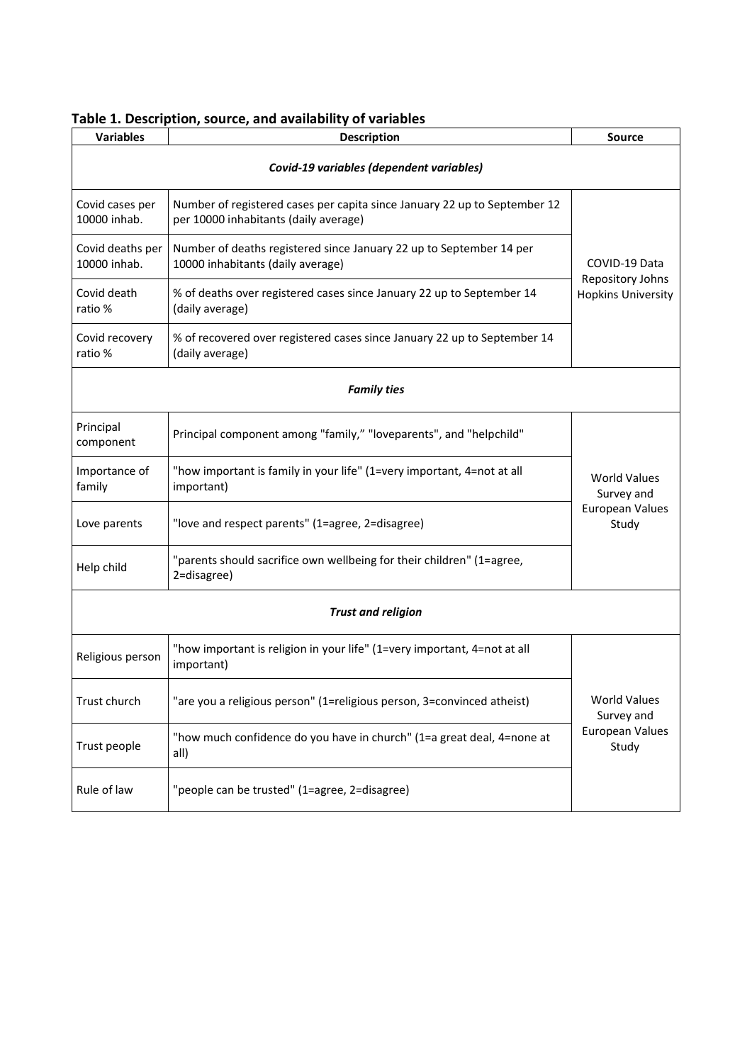**Table 1. Description, source, and availability of variables**

| Variables | Description | Source |
|---|---|---|
| ***Covid-19 variables (dependent variables)*** | | |
| Covid cases per 10000 inhab. | Number of registered cases per capita since January 22 up to September 12 per 10000 inhabitants (daily average) | COVID-19 Data Repository Johns Hopkins University |
| Covid deaths per 10000 inhab. | Number of deaths registered since January 22 up to September 14 per 10000 inhabitants (daily average) | |
| Covid death ratio % | % of deaths over registered cases since January 22 up to September 14 (daily average) | |
| Covid recovery ratio % | % of recovered over registered cases since January 22 up to September 14 (daily average) | |
| ***Family ties*** | | |
| Principal component | Principal component among "family,” "loveparents", and "helpchild" | World Values Survey and European Values Study |
| Importance of family | "how important is family in your life" (1=very important, 4=not at all important) | |
| Love parents | "love and respect parents" (1=agree, 2=disagree) | |
| Help child | "parents should sacrifice own wellbeing for their children" (1=agree, 2=disagree) | |
| ***Trust and religion*** | | |
| Religious person | "how important is religion in your life" (1=very important, 4=not at all important) | World Values Survey and European Values Study |
| Trust church | "are you a religious person" (1=religious person, 3=convinced atheist) | |
| Trust people | "how much confidence do you have in church" (1=a great deal, 4=none at all) | |
| Rule of law | "people can be trusted" (1=agree, 2=disagree) | |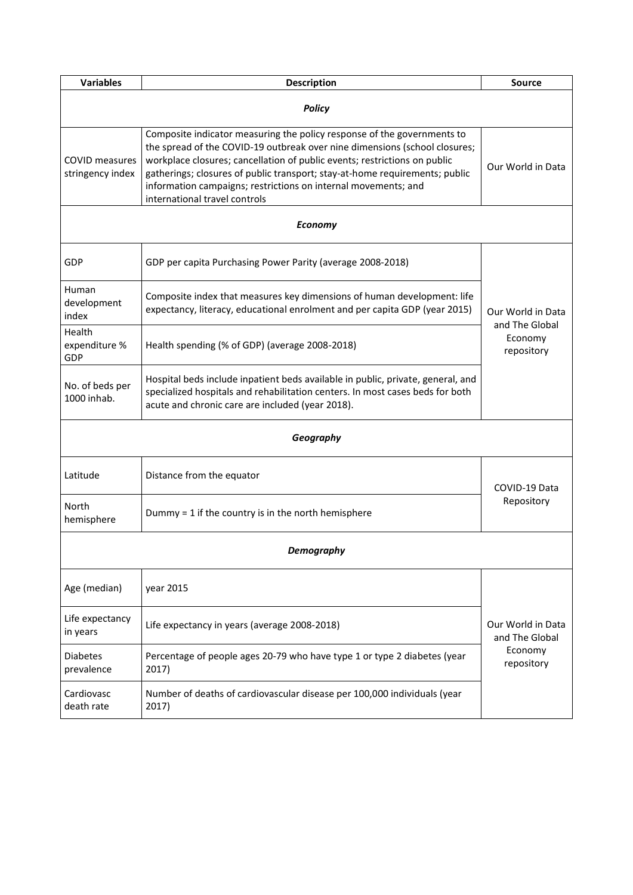| Variables | Description | Source |
|---|---|---|
| ***Policy*** | | |
| COVID measures stringency index | Composite indicator measuring the policy response of the governments to the spread of the COVID-19 outbreak over nine dimensions (school closures; workplace closures; cancellation of public events; restrictions on public gatherings; closures of public transport; stay-at-home requirements; public information campaigns; restrictions on internal movements; and international travel controls | Our World in Data |
| ***Economy*** | | |
| GDP | GDP per capita Purchasing Power Parity (average 2008-2018) | Our World in Data and The Global Economy repository |
| Human development index | Composite index that measures key dimensions of human development: life expectancy, literacy, educational enrolment and per capita GDP (year 2015) | |
| Health expenditure % GDP | Health spending (% of GDP) (average 2008-2018) | |
| No. of beds per 1000 inhab. | Hospital beds include inpatient beds available in public, private, general, and specialized hospitals and rehabilitation centers. In most cases beds for both acute and chronic care are included (year 2018). | |
| ***Geography*** | | |
| Latitude | Distance from the equator | COVID-19 Data Repository |
| North hemisphere | Dummy = 1 if the country is in the north hemisphere | |
| ***Demography*** | | |
| Age (median) | year 2015 | Our World in Data and The Global Economy repository |
| Life expectancy in years | Life expectancy in years (average 2008-2018) | |
| Diabetes prevalence | Percentage of people ages 20-79 who have type 1 or type 2 diabetes (year 2017) | |
| Cardiovasc death rate | Number of deaths of cardiovascular disease per 100,000 individuals (year 2017) | |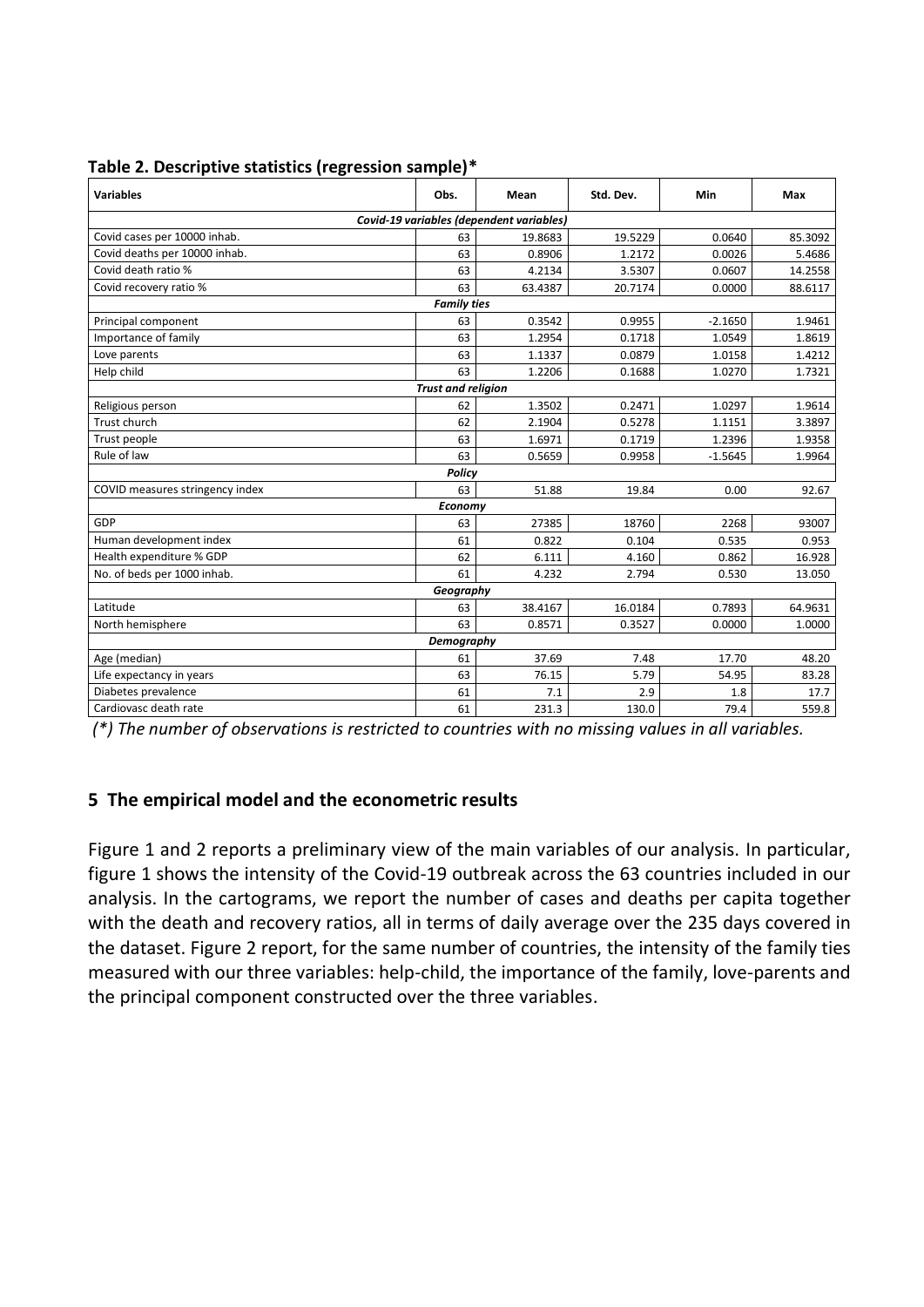**Table 2. Descriptive statistics (regression sample)***

| Variables | Obs. | Mean | Std. Dev. | Min | Max |
|---|---|---|---|---|---|
| ***Covid-19 variables (dependent variables)*** | | | | | |
| Covid cases per 10000 inhab. | 63 | 19.8683 | 19.5229 | 0.0640 | 85.3092 |
| Covid deaths per 10000 inhab. | 63 | 0.8906 | 1.2172 | 0.0026 | 5.4686 |
| Covid death ratio % | 63 | 4.2134 | 3.5307 | 0.0607 | 14.2558 |
| Covid recovery ratio % | 63 | 63.4387 | 20.7174 | 0.0000 | 88.6117 |
| ***Family ties*** | | | | | |
| Principal component | 63 | 0.3542 | 0.9955 | -2.1650 | 1.9461 |
| Importance of family | 63 | 1.2954 | 0.1718 | 1.0549 | 1.8619 |
| Love parents | 63 | 1.1337 | 0.0879 | 1.0158 | 1.4212 |
| Help child | 63 | 1.2206 | 0.1688 | 1.0270 | 1.7321 |
| ***Trust and religion*** | | | | | |
| Religious person | 62 | 1.3502 | 0.2471 | 1.0297 | 1.9614 |
| Trust church | 62 | 2.1904 | 0.5278 | 1.1151 | 3.3897 |
| Trust people | 63 | 1.6971 | 0.1719 | 1.2396 | 1.9358 |
| Rule of law | 63 | 0.5659 | 0.9958 | -1.5645 | 1.9964 |
| ***Policy*** | | | | | |
| COVID measures stringency index | 63 | 51.88 | 19.84 | 0.00 | 92.67 |
| ***Economy*** | | | | | |
| GDP | 63 | 27385 | 18760 | 2268 | 93007 |
| Human development index | 61 | 0.822 | 0.104 | 0.535 | 0.953 |
| Health expenditure % GDP | 62 | 6.111 | 4.160 | 0.862 | 16.928 |
| No. of beds per 1000 inhab. | 61 | 4.232 | 2.794 | 0.530 | 13.050 |
| ***Geography*** | | | | | |
| Latitude | 63 | 38.4167 | 16.0184 | 0.7893 | 64.9631 |
| North hemisphere | 63 | 0.8571 | 0.3527 | 0.0000 | 1.0000 |
| ***Demography*** | | | | | |
| Age (median) | 61 | 37.69 | 7.48 | 17.70 | 48.20 |
| Life expectancy in years | 63 | 76.15 | 5.79 | 54.95 | 83.28 |
| Diabetes prevalence | 61 | 7.1 | 2.9 | 1.8 | 17.7 |
| Cardiovasc death rate | 61 | 231.3 | 130.0 | 79.4 | 559.8 |

*(\*) The number of observations is restricted to countries with no missing values in all variables.*

## 5 The empirical model and the econometric results

Figure 1 and 2 reports a preliminary view of the main variables of our analysis. In particular, figure 1 shows the intensity of the Covid-19 outbreak across the 63 countries included in our analysis. In the cartograms, we report the number of cases and deaths per capita together with the death and recovery ratios, all in terms of daily average over the 235 days covered in the dataset. Figure 2 report, for the same number of countries, the intensity of the family ties measured with our three variables: help-child, the importance of the family, love-parents and the principal component constructed over the three variables.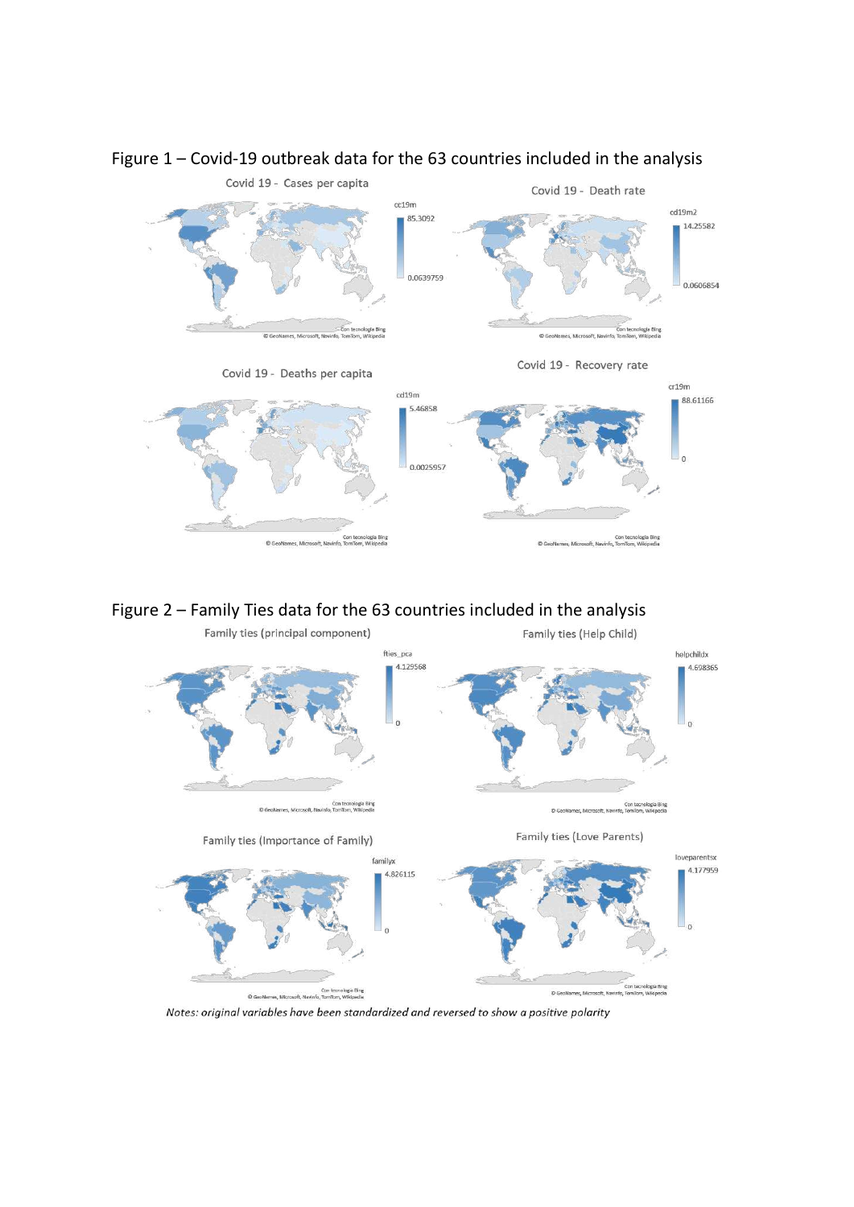Figure 1 – Covid-19 outbreak data for the 63 countries included in the analysis

Figure 2 – Family Ties data for the 63 countries included in the analysis

*Notes: original variables have been standardized and reversed to show a positive polarity*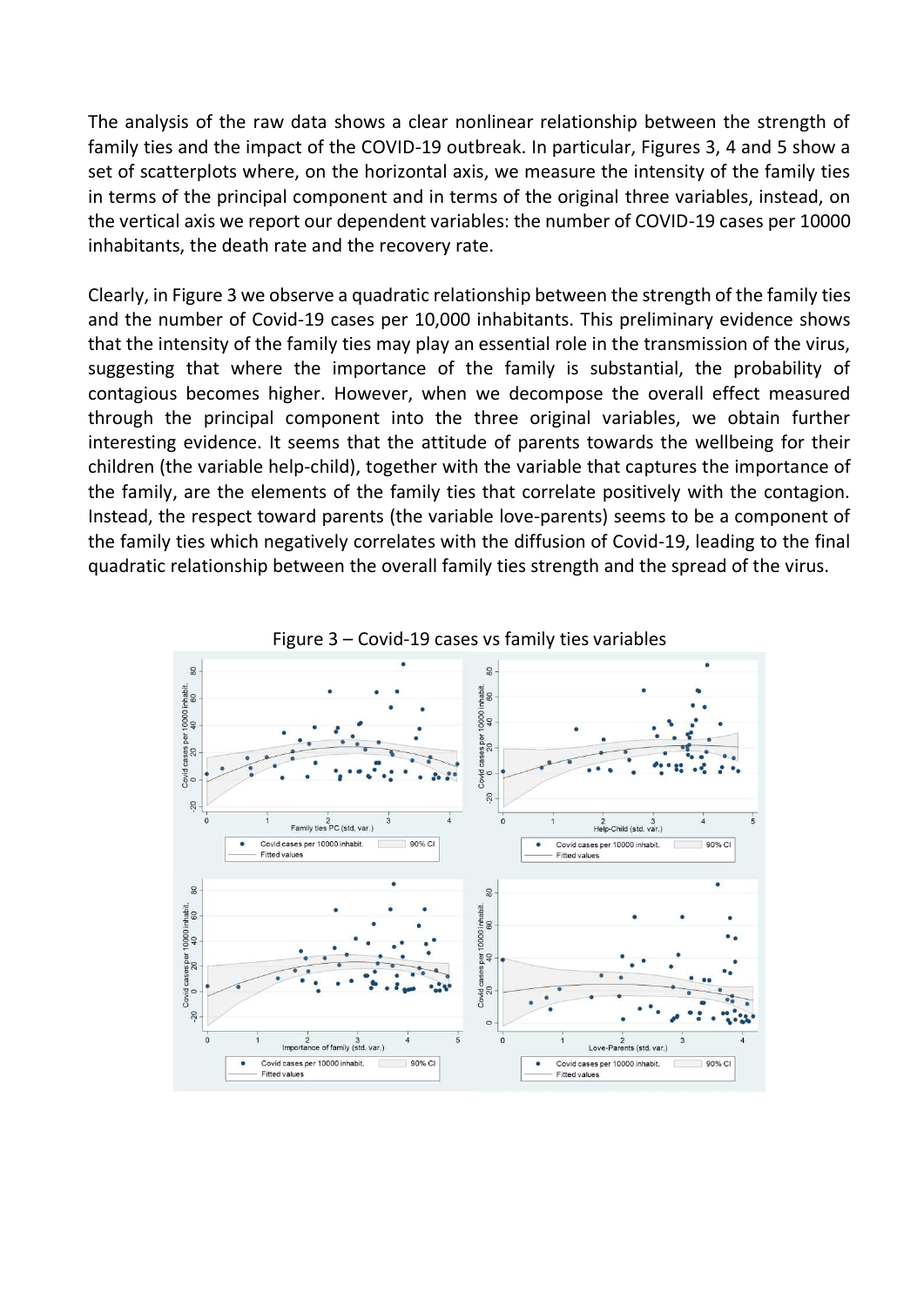The analysis of the raw data shows a clear nonlinear relationship between the strength of family ties and the impact of the COVID-19 outbreak. In particular, Figures 3, 4 and 5 show a set of scatterplots where, on the horizontal axis, we measure the intensity of the family ties in terms of the principal component and in terms of the original three variables, instead, on the vertical axis we report our dependent variables: the number of COVID-19 cases per 10000 inhabitants, the death rate and the recovery rate.

Clearly, in Figure 3 we observe a quadratic relationship between the strength of the family ties and the number of Covid-19 cases per 10,000 inhabitants. This preliminary evidence shows that the intensity of the family ties may play an essential role in the transmission of the virus, suggesting that where the importance of the family is substantial, the probability of contagious becomes higher. However, when we decompose the overall effect measured through the principal component into the three original variables, we obtain further interesting evidence. It seems that the attitude of parents towards the wellbeing for their children (the variable help-child), together with the variable that captures the importance of the family, are the elements of the family ties that correlate positively with the contagion. Instead, the respect toward parents (the variable love-parents) seems to be a component of the family ties which negatively correlates with the diffusion of Covid-19, leading to the final quadratic relationship between the overall family ties strength and the spread of the virus.

Figure 3 – Covid-19 cases vs family ties variables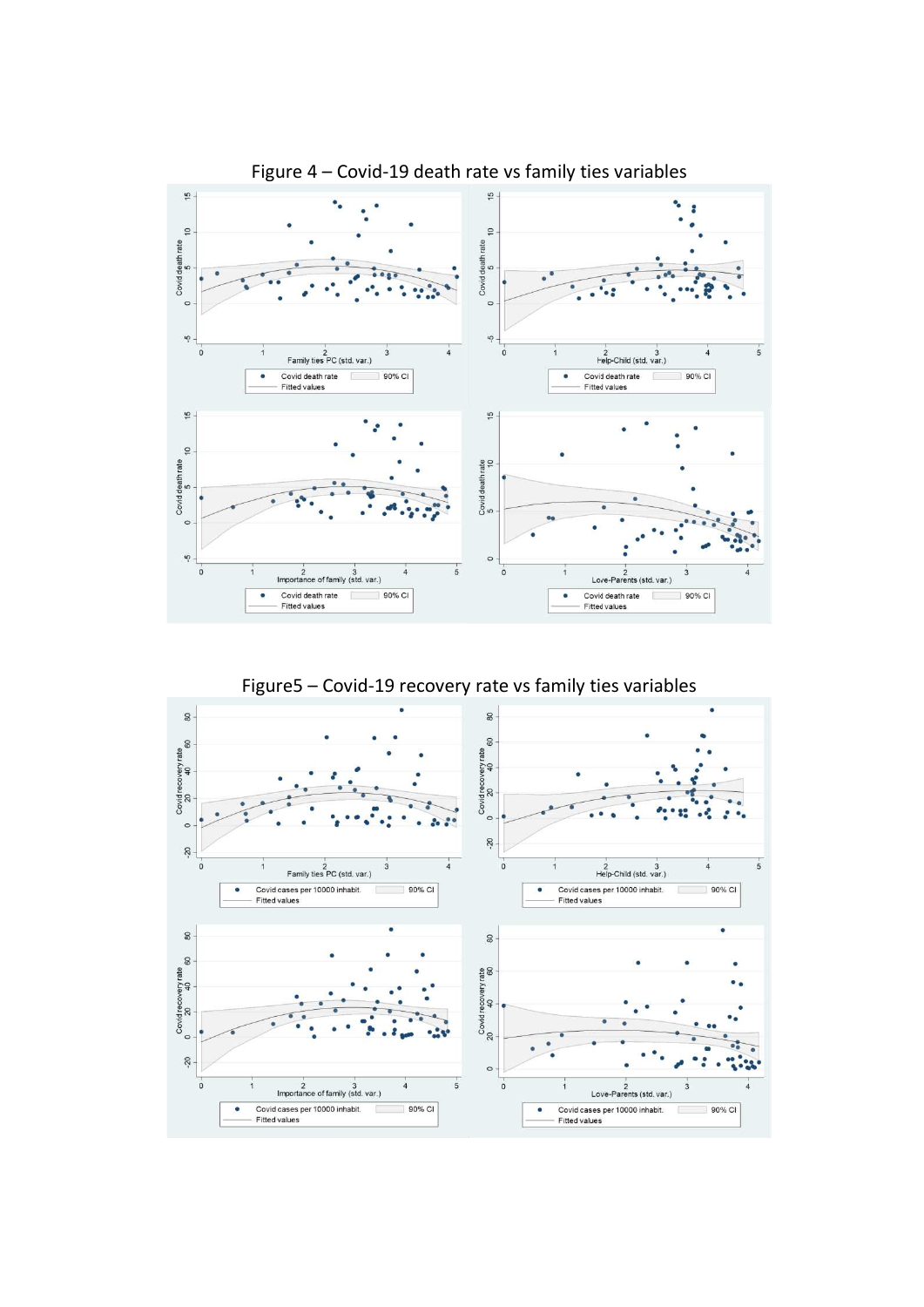Figure 4 – Covid-19 death rate vs family ties variables

Figure5 – Covid-19 recovery rate vs family ties variables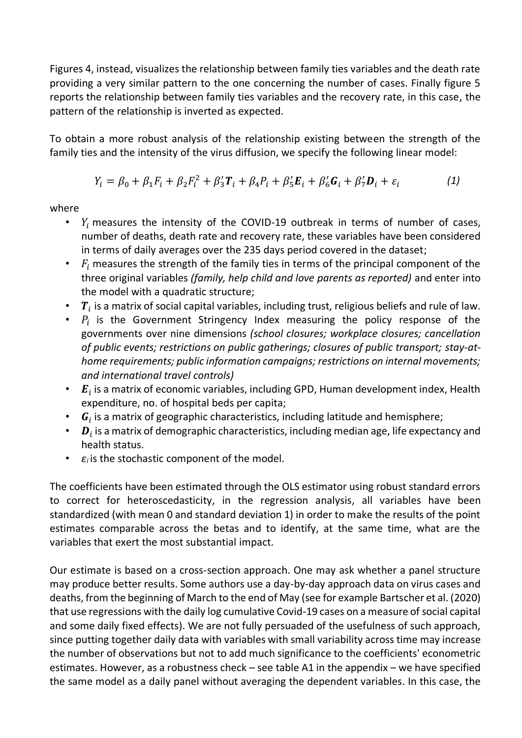Figures 4, instead, visualizes the relationship between family ties variables and the death rate providing a very similar pattern to the one concerning the number of cases. Finally figure 5 reports the relationship between family ties variables and the recovery rate, in this case, the pattern of the relationship is inverted as expected.

To obtain a more robust analysis of the relationship existing between the strength of the family ties and the intensity of the virus diffusion, we specify the following linear model:

$$Y_i = \beta_0 + \beta_1 F_i + \beta_2 F_i^2 + \beta_3' \boldsymbol{T}_i + \beta_4 P_i + \beta_5' \boldsymbol{E}_i + \beta_6' \boldsymbol{G}_i + \beta_7' \boldsymbol{D}_i + \varepsilon_i \qquad (1)$$

where

- $Y_i$ measures the intensity of the COVID-19 outbreak in terms of number of cases, number of deaths, death rate and recovery rate, these variables have been considered in terms of daily averages over the 235 days period covered in the dataset;
- $F_i$ measures the strength of the family ties in terms of the principal component of the three original variables *(family, help child and love parents as reported)* and enter into the model with a quadratic structure;
- $\boldsymbol{T}_i$ is a matrix of social capital variables, including trust, religious beliefs and rule of law.
- $P_i$ is the Government Stringency Index measuring the policy response of the governments over nine dimensions *(school closures; workplace closures; cancellation of public events; restrictions on public gatherings; closures of public transport; stay-at-home requirements; public information campaigns; restrictions on internal movements; and international travel controls)*
- $\boldsymbol{E}_i$ is a matrix of economic variables, including GPD, Human development index, Health expenditure, no. of hospital beds per capita;
- $\boldsymbol{G}_i$ is a matrix of geographic characteristics, including latitude and hemisphere;
- $\boldsymbol{D}_i$ is a matrix of demographic characteristics, including median age, life expectancy and health status.
- $\varepsilon_i$ is the stochastic component of the model.

The coefficients have been estimated through the OLS estimator using robust standard errors to correct for heteroscedasticity, in the regression analysis, all variables have been standardized (with mean 0 and standard deviation 1) in order to make the results of the point estimates comparable across the betas and to identify, at the same time, what are the variables that exert the most substantial impact.

Our estimate is based on a cross-section approach. One may ask whether a panel structure may produce better results. Some authors use a day-by-day approach data on virus cases and deaths, from the beginning of March to the end of May (see for example Bartscher et al. (2020) that use regressions with the daily log cumulative Covid-19 cases on a measure of social capital and some daily fixed effects). We are not fully persuaded of the usefulness of such approach, since putting together daily data with variables with small variability across time may increase the number of observations but not to add much significance to the coefficients' econometric estimates. However, as a robustness check – see table A1 in the appendix – we have specified the same model as a daily panel without averaging the dependent variables. In this case, the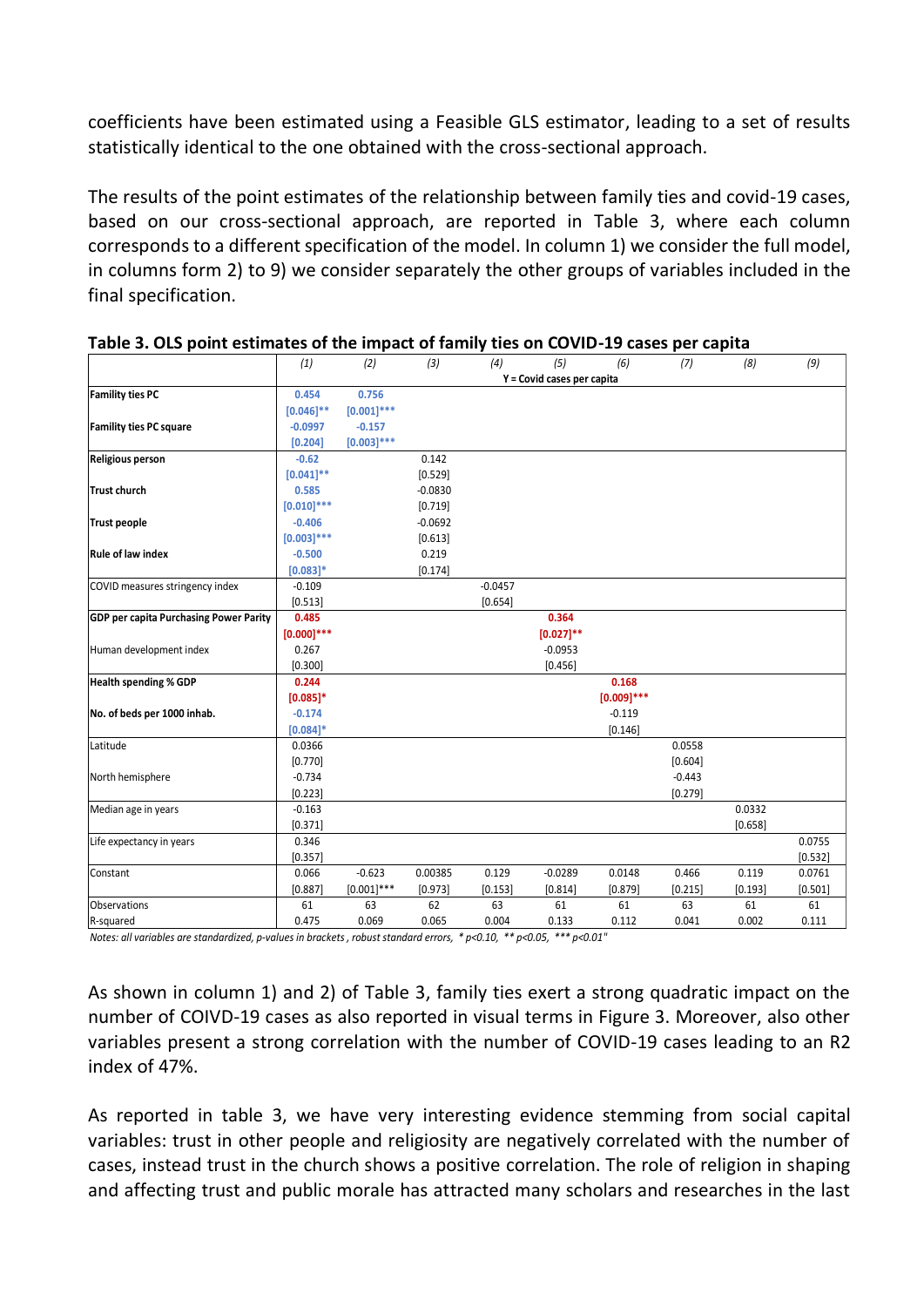coefficients have been estimated using a Feasible GLS estimator, leading to a set of results statistically identical to the one obtained with the cross-sectional approach.

The results of the point estimates of the relationship between family ties and covid-19 cases, based on our cross-sectional approach, are reported in Table 3, where each column corresponds to a different specification of the model. In column 1) we consider the full model, in columns form 2) to 9) we consider separately the other groups of variables included in the final specification.

**Table 3. OLS point estimates of the impact of family ties on COVID-19 cases per capita**

| | (1) | (2) | (3) | (4) | (5) | (6) | (7) | (8) | (9) |
|---|---|---|---|---|---|---|---|---|---|
| | Y = Covid cases per capita | | | | | | | | |
| **Famility ties PC** | 0.454 | 0.756 | | | | | | | |
| | [0.046]** | [0.001]*** | | | | | | | |
| **Famility ties PC square** | -0.0997 | -0.157 | | | | | | | |
| | [0.204] | [0.003]*** | | | | | | | |
| **Religious person** | -0.62 | | 0.142 | | | | | | |
| | [0.041]** | | [0.529] | | | | | | |
| **Trust church** | 0.585 | | -0.0830 | | | | | | |
| | [0.010]*** | | [0.719] | | | | | | |
| **Trust people** | -0.406 | | -0.0692 | | | | | | |
| | [0.003]*** | | [0.613] | | | | | | |
| **Rule of law index** | -0.500 | | 0.219 | | | | | | |
| | [0.083]* | | [0.174] | | | | | | |
| COVID measures stringency index | -0.109 | | | -0.0457 | | | | | |
| | [0.513] | | | [0.654] | | | | | |
| **GDP per capita Purchasing Power Parity** | 0.485 | | | | 0.364 | | | | |
| | [0.000]*** | | | | [0.027]** | | | | |
| Human development index | 0.267 | | | | -0.0953 | | | | |
| | [0.300] | | | | [0.456] | | | | |
| **Health spending % GDP** | 0.244 | | | | | 0.168 | | | |
| | [0.085]* | | | | | [0.009]*** | | | |
| **No. of beds per 1000 inhab.** | -0.174 | | | | | -0.119 | | | |
| | [0.084]* | | | | | [0.146] | | | |
| Latitude | 0.0366 | | | | | | 0.0558 | | |
| | [0.770] | | | | | | [0.604] | | |
| North hemisphere | -0.734 | | | | | | -0.443 | | |
| | [0.223] | | | | | | [0.279] | | |
| Median age in years | -0.163 | | | | | | | 0.0332 | |
| | [0.371] | | | | | | | [0.658] | |
| Life expectancy in years | 0.346 | | | | | | | | 0.0755 |
| | [0.357] | | | | | | | | [0.532] |
| Constant | 0.066 | -0.623 | 0.00385 | 0.129 | -0.0289 | 0.0148 | 0.466 | 0.119 | 0.0761 |
| | [0.887] | [0.001]*** | [0.973] | [0.153] | [0.814] | [0.879] | [0.215] | [0.193] | [0.501] |
| Observations | 61 | 63 | 62 | 63 | 61 | 61 | 63 | 61 | 61 |
| R-squared | 0.475 | 0.069 | 0.065 | 0.004 | 0.133 | 0.112 | 0.041 | 0.002 | 0.111 |

*Notes: all variables are standardized, p-values in brackets , robust standard errors, * p<0.10, ** p<0.05, *** p<0.01"*

As shown in column 1) and 2) of Table 3, family ties exert a strong quadratic impact on the number of COIVD-19 cases as also reported in visual terms in Figure 3. Moreover, also other variables present a strong correlation with the number of COVID-19 cases leading to an R2 index of 47%.

As reported in table 3, we have very interesting evidence stemming from social capital variables: trust in other people and religiosity are negatively correlated with the number of cases, instead trust in the church shows a positive correlation. The role of religion in shaping and affecting trust and public morale has attracted many scholars and researches in the last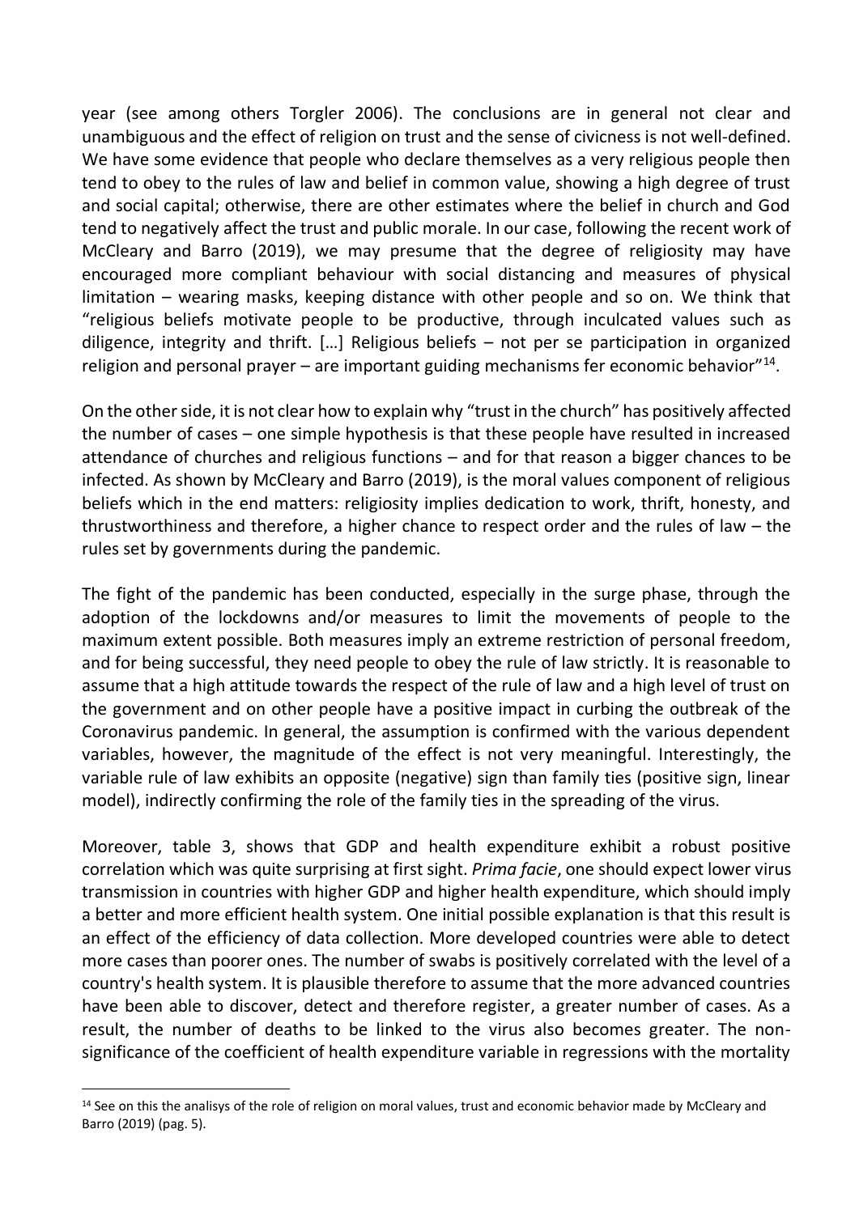year (see among others Torgler 2006). The conclusions are in general not clear and unambiguous and the effect of religion on trust and the sense of civicness is not well-defined. We have some evidence that people who declare themselves as a very religious people then tend to obey to the rules of law and belief in common value, showing a high degree of trust and social capital; otherwise, there are other estimates where the belief in church and God tend to negatively affect the trust and public morale. In our case, following the recent work of McCleary and Barro (2019), we may presume that the degree of religiosity may have encouraged more compliant behaviour with social distancing and measures of physical limitation – wearing masks, keeping distance with other people and so on. We think that "religious beliefs motivate people to be productive, through inculcated values such as diligence, integrity and thrift. […] Religious beliefs – not per se participation in organized religion and personal prayer – are important guiding mechanisms fer economic behavior"[14].

On the other side, it is not clear how to explain why "trust in the church" has positively affected the number of cases – one simple hypothesis is that these people have resulted in increased attendance of churches and religious functions – and for that reason a bigger chances to be infected. As shown by McCleary and Barro (2019), is the moral values component of religious beliefs which in the end matters: religiosity implies dedication to work, thrift, honesty, and thrustworthiness and therefore, a higher chance to respect order and the rules of law – the rules set by governments during the pandemic.

The fight of the pandemic has been conducted, especially in the surge phase, through the adoption of the lockdowns and/or measures to limit the movements of people to the maximum extent possible. Both measures imply an extreme restriction of personal freedom, and for being successful, they need people to obey the rule of law strictly. It is reasonable to assume that a high attitude towards the respect of the rule of law and a high level of trust on the government and on other people have a positive impact in curbing the outbreak of the Coronavirus pandemic. In general, the assumption is confirmed with the various dependent variables, however, the magnitude of the effect is not very meaningful. Interestingly, the variable rule of law exhibits an opposite (negative) sign than family ties (positive sign, linear model), indirectly confirming the role of the family ties in the spreading of the virus.

Moreover, table 3, shows that GDP and health expenditure exhibit a robust positive correlation which was quite surprising at first sight. *Prima facie*, one should expect lower virus transmission in countries with higher GDP and higher health expenditure, which should imply a better and more efficient health system. One initial possible explanation is that this result is an effect of the efficiency of data collection. More developed countries were able to detect more cases than poorer ones. The number of swabs is positively correlated with the level of a country's health system. It is plausible therefore to assume that the more advanced countries have been able to discover, detect and therefore register, a greater number of cases. As a result, the number of deaths to be linked to the virus also becomes greater. The non-significance of the coefficient of health expenditure variable in regressions with the mortality

[14] See on this the analisys of the role of religion on moral values, trust and economic behavior made by McCleary and Barro (2019) (pag. 5).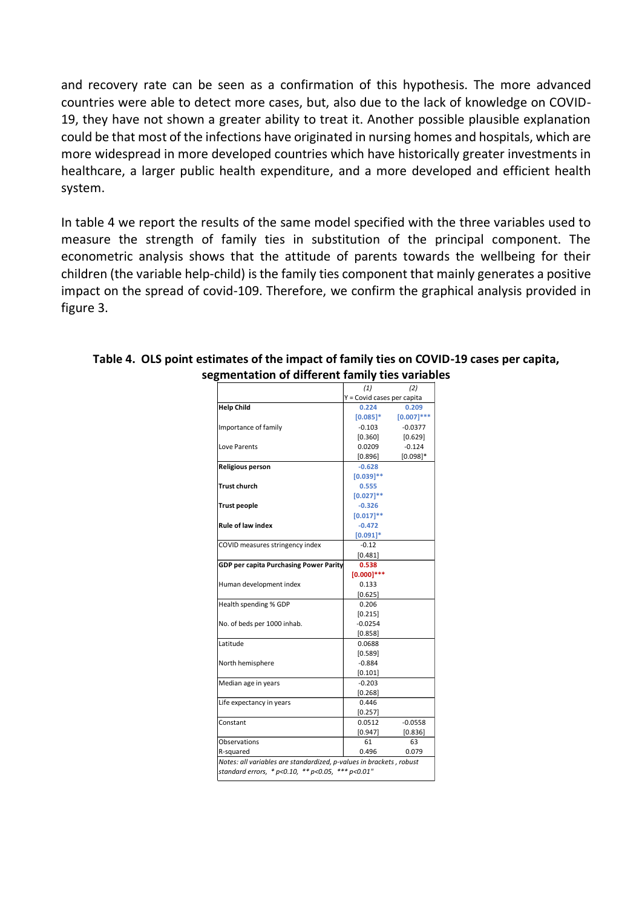and recovery rate can be seen as a confirmation of this hypothesis. The more advanced countries were able to detect more cases, but, also due to the lack of knowledge on COVID-19, they have not shown a greater ability to treat it. Another possible plausible explanation could be that most of the infections have originated in nursing homes and hospitals, which are more widespread in more developed countries which have historically greater investments in healthcare, a larger public health expenditure, and a more developed and efficient health system.

In table 4 we report the results of the same model specified with the three variables used to measure the strength of family ties in substitution of the principal component. The econometric analysis shows that the attitude of parents towards the wellbeing for their children (the variable help-child) is the family ties component that mainly generates a positive impact on the spread of covid-109. Therefore, we confirm the graphical analysis provided in figure 3.

**Table 4. OLS point estimates of the impact of family ties on COVID-19 cases per capita, segmentation of different family ties variables**

| | *(1)* | *(2)* |
|---|---|---|
| | Y = Covid cases per capita | |
| **Help Child** | **0.224** | **0.209** |
| | **[0.085]*** | **[0.007]***** |
| Importance of family | -0.103 | -0.0377 |
| | [0.360] | [0.629] |
| Love Parents | 0.0209 | -0.124 |
| | [0.896] | [0.098]* |
| **Religious person** | **-0.628** | |
| | **[0.039]**** | |
| **Trust church** | **0.555** | |
| | **[0.027]**** | |
| **Trust people** | **-0.326** | |
| | **[0.017]**** | |
| **Rule of law index** | **-0.472** | |
| | **[0.091]*** | |
| COVID measures stringency index | -0.12 | |
| | [0.481] | |
| **GDP per capita Purchasing Power Parity** | **0.538** | |
| | **[0.000]***** | |
| Human development index | 0.133 | |
| | [0.625] | |
| Health spending % GDP | 0.206 | |
| | [0.215] | |
| No. of beds per 1000 inhab. | -0.0254 | |
| | [0.858] | |
| Latitude | 0.0688 | |
| | [0.589] | |
| North hemisphere | -0.884 | |
| | [0.101] | |
| Median age in years | -0.203 | |
| | [0.268] | |
| Life expectancy in years | 0.446 | |
| | [0.257] | |
| Constant | 0.0512 | -0.0558 |
| | [0.947] | [0.836] |
| Observations | 61 | 63 |
| R-squared | 0.496 | 0.079 |

*Notes: all variables are standardized, p-values in brackets , robust standard errors, * p<0.10, ** p<0.05, *** p<0.01"*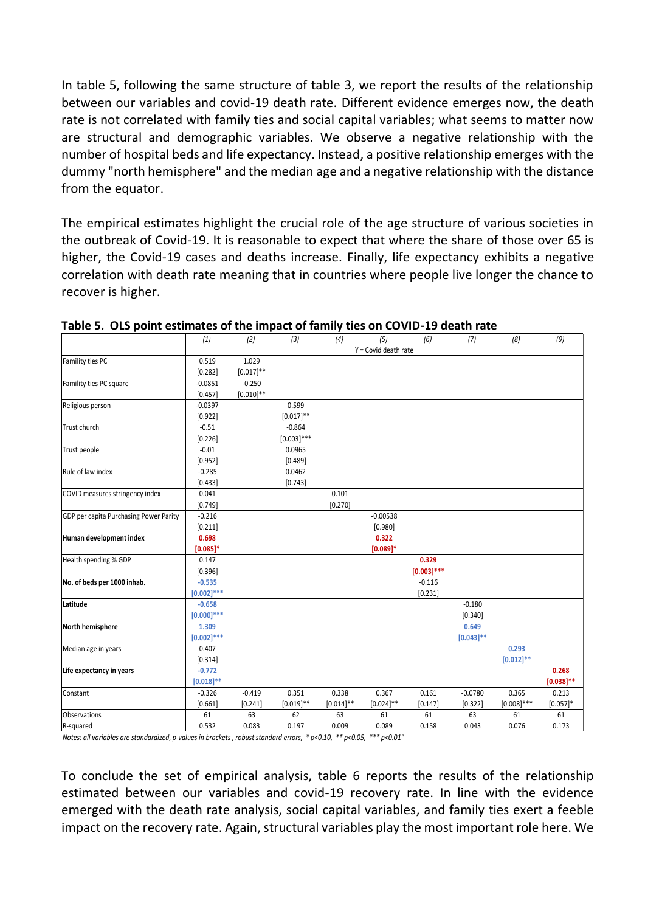In table 5, following the same structure of table 3, we report the results of the relationship between our variables and covid-19 death rate. Different evidence emerges now, the death rate is not correlated with family ties and social capital variables; what seems to matter now are structural and demographic variables. We observe a negative relationship with the number of hospital beds and life expectancy. Instead, a positive relationship emerges with the dummy "north hemisphere" and the median age and a negative relationship with the distance from the equator.

The empirical estimates highlight the crucial role of the age structure of various societies in the outbreak of Covid-19. It is reasonable to expect that where the share of those over 65 is higher, the Covid-19 cases and deaths increase. Finally, life expectancy exhibits a negative correlation with death rate meaning that in countries where people live longer the chance to recover is higher.

**Table 5. OLS point estimates of the impact of family ties on COVID-19 death rate**

| | (1) | (2) | (3) | (4) | (5) | (6) | (7) | (8) | (9) |
|---|---|---|---|---|---|---|---|---|---|
| | | | | | Y = Covid death rate | | | | |
| Famility ties PC | 0.519 | 1.029 | | | | | | | |
| | [0.282] | [0.017]** | | | | | | | |
| Famility ties PC square | -0.0851 | -0.250 | | | | | | | |
| | [0.457] | [0.010]** | | | | | | | |
| Religious person | -0.0397 | | 0.599 | | | | | | |
| | [0.922] | | [0.017]** | | | | | | |
| Trust church | -0.51 | | -0.864 | | | | | | |
| | [0.226] | | [0.003]*** | | | | | | |
| Trust people | -0.01 | | 0.0965 | | | | | | |
| | [0.952] | | [0.489] | | | | | | |
| Rule of law index | -0.285 | | 0.0462 | | | | | | |
| | [0.433] | | [0.743] | | | | | | |
| COVID measures stringency index | 0.041 | | | 0.101 | | | | | |
| | [0.749] | | | [0.270] | | | | | |
| GDP per capita Purchasing Power Parity | -0.216 | | | | -0.00538 | | | | |
| | [0.211] | | | | [0.980] | | | | |
| **Human development index** | 0.698 | | | | 0.322 | | | | |
| | [0.085]* | | | | [0.089]* | | | | |
| Health spending % GDP | 0.147 | | | | | 0.329 | | | |
| | [0.396] | | | | | [0.003]*** | | | |
| **No. of beds per 1000 inhab.** | -0.535 | | | | | -0.116 | | | |
| | [0.002]*** | | | | | [0.231] | | | |
| **Latitude** | -0.658 | | | | | | -0.180 | | |
| | [0.000]*** | | | | | | [0.340] | | |
| **North hemisphere** | 1.309 | | | | | | 0.649 | | |
| | [0.002]*** | | | | | | [0.043]** | | |
| Median age in years | 0.407 | | | | | | | 0.293 | |
| | [0.314] | | | | | | | [0.012]** | |
| **Life expectancy in years** | -0.772 | | | | | | | | 0.268 |
| | [0.018]** | | | | | | | | [0.038]** |
| Constant | -0.326 | -0.419 | 0.351 | 0.338 | 0.367 | 0.161 | -0.0780 | 0.365 | 0.213 |
| | [0.661] | [0.241] | [0.019]** | [0.014]** | [0.024]** | [0.147] | [0.322] | [0.008]*** | [0.057]* |
| Observations | 61 | 63 | 62 | 63 | 61 | 61 | 63 | 61 | 61 |
| R-squared | 0.532 | 0.083 | 0.197 | 0.009 | 0.089 | 0.158 | 0.043 | 0.076 | 0.173 |

*Notes: all variables are standardized, p-values in brackets , robust standard errors, * p<0.10, ** p<0.05, *** p<0.01"*

To conclude the set of empirical analysis, table 6 reports the results of the relationship estimated between our variables and covid-19 recovery rate. In line with the evidence emerged with the death rate analysis, social capital variables, and family ties exert a feeble impact on the recovery rate. Again, structural variables play the most important role here. We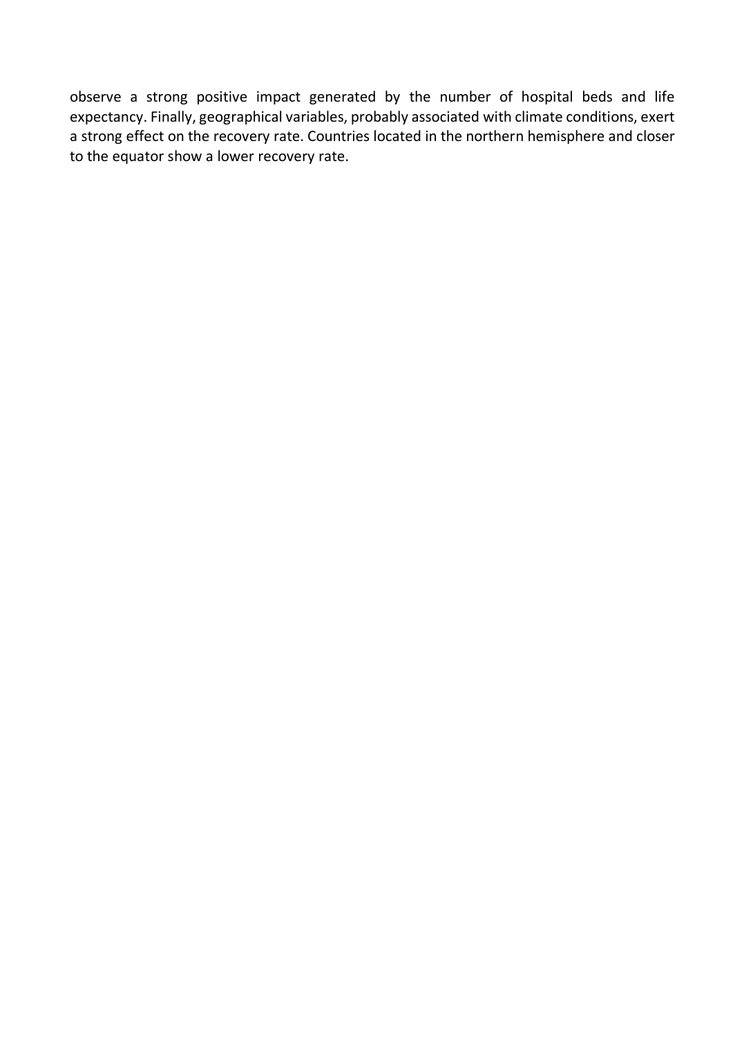observe a strong positive impact generated by the number of hospital beds and life expectancy. Finally, geographical variables, probably associated with climate conditions, exert a strong effect on the recovery rate. Countries located in the northern hemisphere and closer to the equator show a lower recovery rate.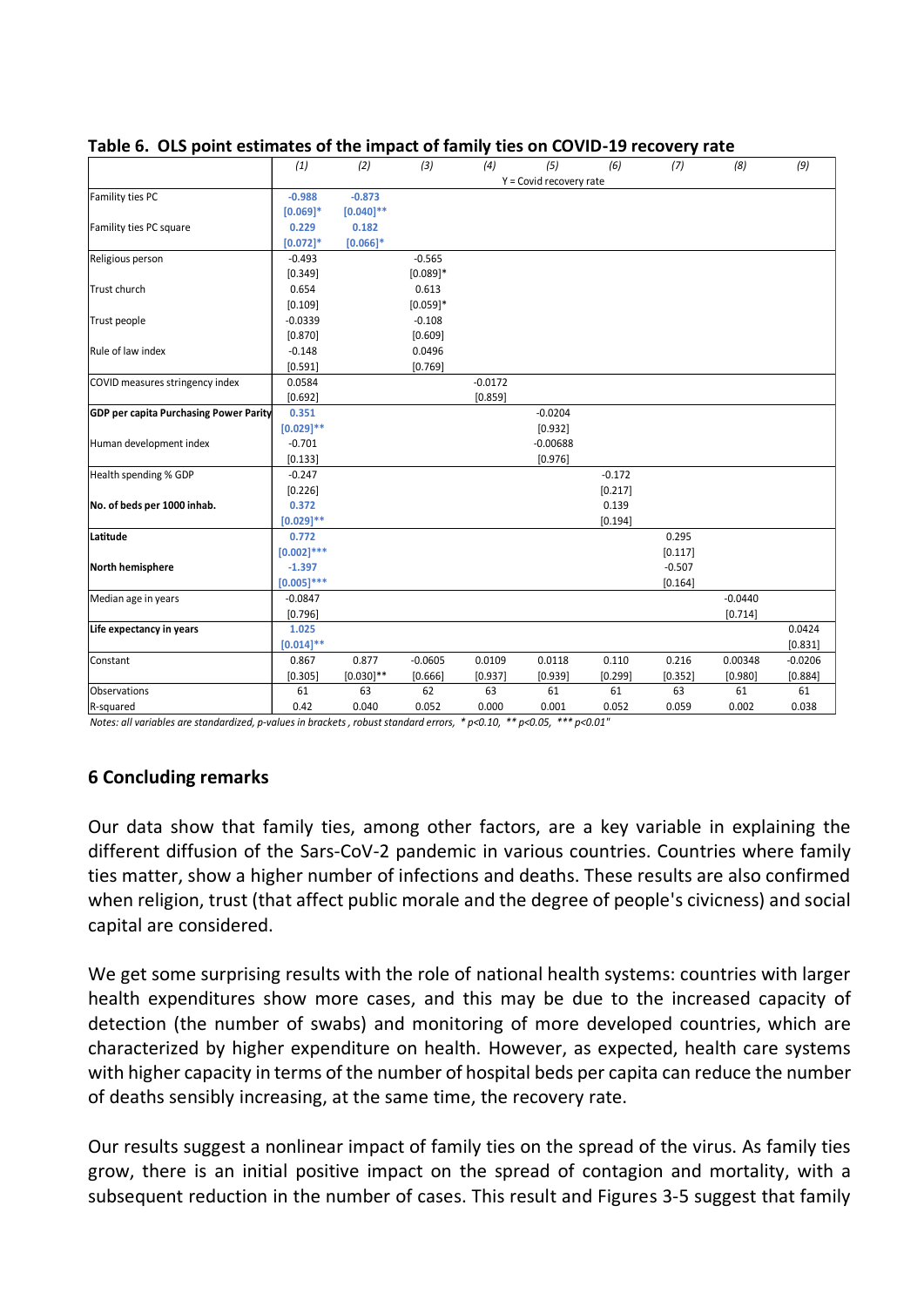**Table 6. OLS point estimates of the impact of family ties on COVID-19 recovery rate**

| | (1) | (2) | (3) | (4) | (5) | (6) | (7) | (8) | (9) |
|---|---|---|---|---|---|---|---|---|---|
| | Y = Covid recovery rate | | | | | | | | |
| Famility ties PC | **-0.988** | **-0.873** | | | | | | | |
| | **[0.069]*** | **[0.040]**** | | | | | | | |
| Famility ties PC square | **0.229** | **0.182** | | | | | | | |
| | **[0.072]*** | **[0.066]*** | | | | | | | |
| Religious person | -0.493 | | -0.565 | | | | | | |
| | [0.349] | | [0.089]* | | | | | | |
| Trust church | 0.654 | | 0.613 | | | | | | |
| | [0.109] | | [0.059]* | | | | | | |
| Trust people | -0.0339 | | -0.108 | | | | | | |
| | [0.870] | | [0.609] | | | | | | |
| Rule of law index | -0.148 | | 0.0496 | | | | | | |
| | [0.591] | | [0.769] | | | | | | |
| COVID measures stringency index | 0.0584 | | | -0.0172 | | | | | |
| | [0.692] | | | [0.859] | | | | | |
| **GDP per capita Purchasing Power Parity** | **0.351** | | | | -0.0204 | | | | |
| | **[0.029]**** | | | | [0.932] | | | | |
| Human development index | -0.701 | | | | -0.00688 | | | | |
| | [0.133] | | | | [0.976] | | | | |
| Health spending % GDP | -0.247 | | | | | -0.172 | | | |
| | [0.226] | | | | | [0.217] | | | |
| **No. of beds per 1000 inhab.** | **0.372** | | | | | 0.139 | | | |
| | **[0.029]**** | | | | | [0.194] | | | |
| **Latitude** | **0.772** | | | | | | 0.295 | | |
| | **[0.002]***** | | | | | | [0.117] | | |
| **North hemisphere** | **-1.397** | | | | | | -0.507 | | |
| | **[0.005]***** | | | | | | [0.164] | | |
| Median age in years | -0.0847 | | | | | | | -0.0440 | |
| | [0.796] | | | | | | | [0.714] | |
| **Life expectancy in years** | **1.025** | | | | | | | | 0.0424 |
| | **[0.014]**** | | | | | | | | [0.831] |
| Constant | 0.867 | 0.877 | -0.0605 | 0.0109 | 0.0118 | 0.110 | 0.216 | 0.00348 | -0.0206 |
| | [0.305] | [0.030]** | [0.666] | [0.937] | [0.939] | [0.299] | [0.352] | [0.980] | [0.884] |
| Observations | 61 | 63 | 62 | 63 | 61 | 61 | 63 | 61 | 61 |
| R-squared | 0.42 | 0.040 | 0.052 | 0.000 | 0.001 | 0.052 | 0.059 | 0.002 | 0.038 |

*Notes: all variables are standardized, p-values in brackets , robust standard errors, * p<0.10, ** p<0.05, *** p<0.01"*

## 6 Concluding remarks

Our data show that family ties, among other factors, are a key variable in explaining the different diffusion of the Sars-CoV-2 pandemic in various countries. Countries where family ties matter, show a higher number of infections and deaths. These results are also confirmed when religion, trust (that affect public morale and the degree of people's civicness) and social capital are considered.

We get some surprising results with the role of national health systems: countries with larger health expenditures show more cases, and this may be due to the increased capacity of detection (the number of swabs) and monitoring of more developed countries, which are characterized by higher expenditure on health. However, as expected, health care systems with higher capacity in terms of the number of hospital beds per capita can reduce the number of deaths sensibly increasing, at the same time, the recovery rate.

Our results suggest a nonlinear impact of family ties on the spread of the virus. As family ties grow, there is an initial positive impact on the spread of contagion and mortality, with a subsequent reduction in the number of cases. This result and Figures 3-5 suggest that family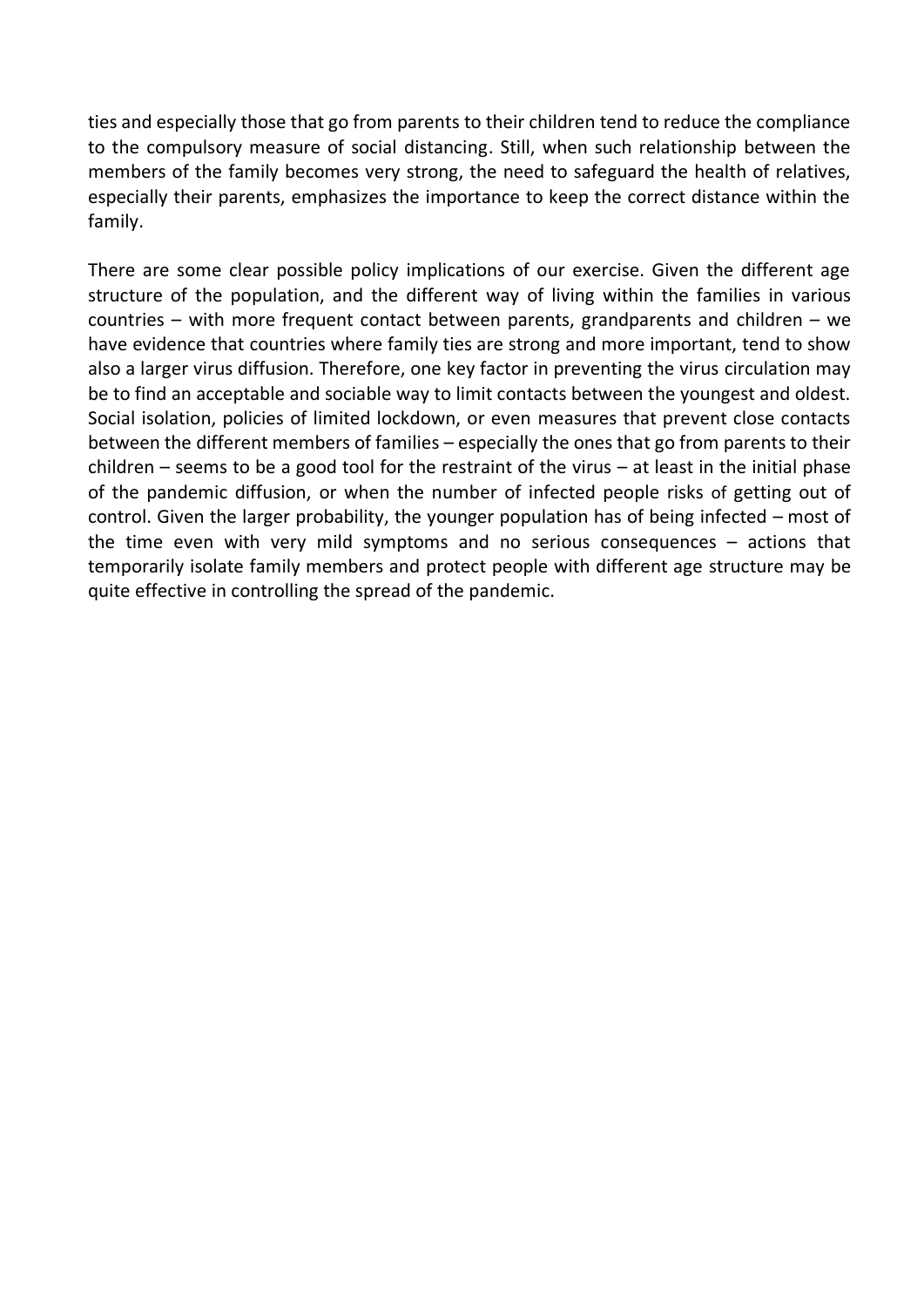ties and especially those that go from parents to their children tend to reduce the compliance to the compulsory measure of social distancing. Still, when such relationship between the members of the family becomes very strong, the need to safeguard the health of relatives, especially their parents, emphasizes the importance to keep the correct distance within the family.

There are some clear possible policy implications of our exercise. Given the different age structure of the population, and the different way of living within the families in various countries – with more frequent contact between parents, grandparents and children – we have evidence that countries where family ties are strong and more important, tend to show also a larger virus diffusion. Therefore, one key factor in preventing the virus circulation may be to find an acceptable and sociable way to limit contacts between the youngest and oldest. Social isolation, policies of limited lockdown, or even measures that prevent close contacts between the different members of families – especially the ones that go from parents to their children – seems to be a good tool for the restraint of the virus – at least in the initial phase of the pandemic diffusion, or when the number of infected people risks of getting out of control. Given the larger probability, the younger population has of being infected – most of the time even with very mild symptoms and no serious consequences – actions that temporarily isolate family members and protect people with different age structure may be quite effective in controlling the spread of the pandemic.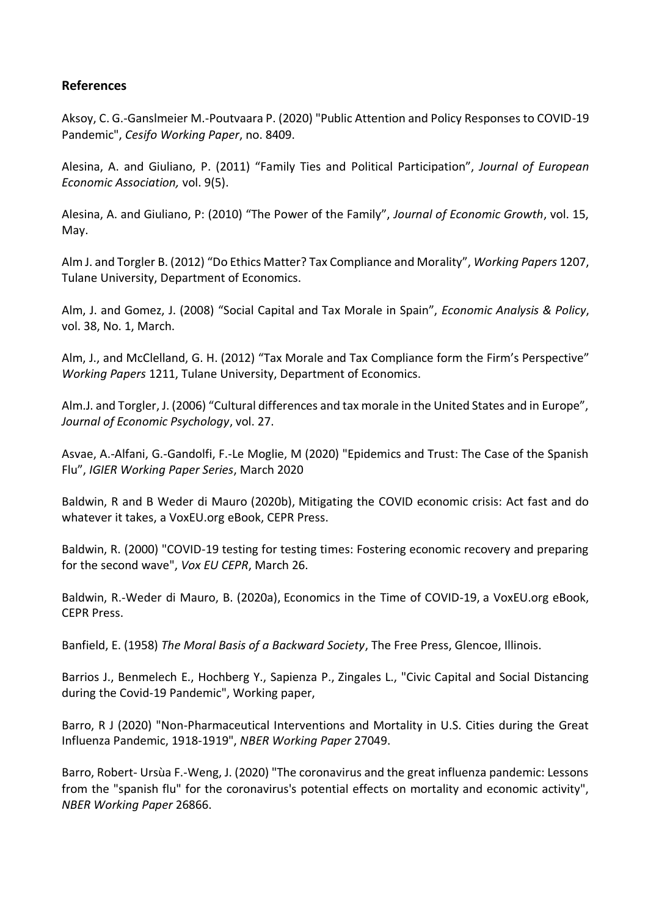## References

Aksoy, C. G.-Ganslmeier M.-Poutvaara P. (2020) "Public Attention and Policy Responses to COVID-19 Pandemic", *Cesifo Working Paper*, no. 8409.

Alesina, A. and Giuliano, P. (2011) "Family Ties and Political Participation", *Journal of European Economic Association,* vol. 9(5).

Alesina, A. and Giuliano, P: (2010) "The Power of the Family", *Journal of Economic Growth*, vol. 15, May.

Alm J. and Torgler B. (2012) "Do Ethics Matter? Tax Compliance and Morality", *Working Papers* 1207, Tulane University, Department of Economics.

Alm, J. and Gomez, J. (2008) "Social Capital and Tax Morale in Spain", *Economic Analysis & Policy*, vol. 38, No. 1, March.

Alm, J., and McClelland, G. H. (2012) "Tax Morale and Tax Compliance form the Firm's Perspective" *Working Papers* 1211, Tulane University, Department of Economics.

Alm.J. and Torgler, J. (2006) "Cultural differences and tax morale in the United States and in Europe", *Journal of Economic Psychology*, vol. 27.

Asvae, A.-Alfani, G.-Gandolfi, F.-Le Moglie, M (2020) "Epidemics and Trust: The Case of the Spanish Flu", *IGIER Working Paper Series*, March 2020

Baldwin, R and B Weder di Mauro (2020b), Mitigating the COVID economic crisis: Act fast and do whatever it takes, a VoxEU.org eBook, CEPR Press.

Baldwin, R. (2000) "COVID-19 testing for testing times: Fostering economic recovery and preparing for the second wave", *Vox EU CEPR*, March 26.

Baldwin, R.-Weder di Mauro, B. (2020a), Economics in the Time of COVID-19, a VoxEU.org eBook, CEPR Press.

Banfield, E. (1958) *The Moral Basis of a Backward Society*, The Free Press, Glencoe, Illinois.

Barrios J., Benmelech E., Hochberg Y., Sapienza P., Zingales L., "Civic Capital and Social Distancing during the Covid-19 Pandemic", Working paper,

Barro, R J (2020) "Non-Pharmaceutical Interventions and Mortality in U.S. Cities during the Great Influenza Pandemic, 1918-1919", *NBER Working Paper* 27049.

Barro, Robert- Ursùa F.-Weng, J. (2020) "The coronavirus and the great influenza pandemic: Lessons from the "spanish flu" for the coronavirus's potential effects on mortality and economic activity", *NBER Working Paper* 26866.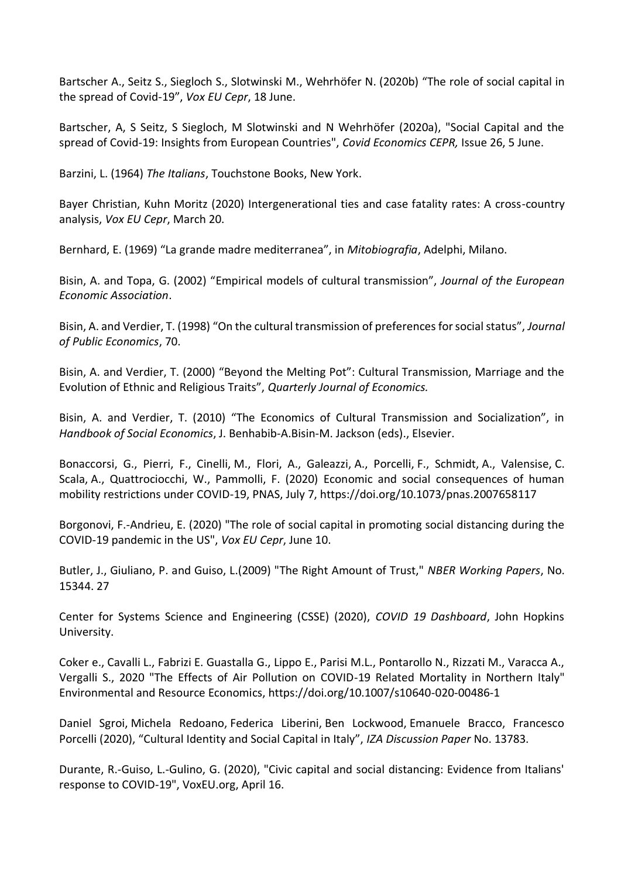Bartscher A., Seitz S., Siegloch S., Slotwinski M., Wehrhöfer N. (2020b) "The role of social capital in the spread of Covid-19", *Vox EU Cepr*, 18 June.

Bartscher, A, S Seitz, S Siegloch, M Slotwinski and N Wehrhöfer (2020a), "Social Capital and the spread of Covid-19: Insights from European Countries", *Covid Economics CEPR,* Issue 26, 5 June.

Barzini, L. (1964) *The Italians*, Touchstone Books, New York.

Bayer Christian, Kuhn Moritz (2020) Intergenerational ties and case fatality rates: A cross-country analysis, *Vox EU Cepr*, March 20.

Bernhard, E. (1969) "La grande madre mediterranea", in *Mitobiografia*, Adelphi, Milano.

Bisin, A. and Topa, G. (2002) "Empirical models of cultural transmission", *Journal of the European Economic Association*.

Bisin, A. and Verdier, T. (1998) "On the cultural transmission of preferences for social status", *Journal of Public Economics*, 70.

Bisin, A. and Verdier, T. (2000) "Beyond the Melting Pot": Cultural Transmission, Marriage and the Evolution of Ethnic and Religious Traits", *Quarterly Journal of Economics.*

Bisin, A. and Verdier, T. (2010) "The Economics of Cultural Transmission and Socialization", in *Handbook of Social Economics*, J. Benhabib-A.Bisin-M. Jackson (eds)., Elsevier.

Bonaccorsi, G., Pierri, F., Cinelli, M., Flori, A., Galeazzi, A., Porcelli, F., Schmidt, A., Valensise, C. Scala, A., Quattrociocchi, W., Pammolli, F. (2020) Economic and social consequences of human mobility restrictions under COVID-19, PNAS, July 7, https://doi.org/10.1073/pnas.2007658117

Borgonovi, F.-Andrieu, E. (2020) "The role of social capital in promoting social distancing during the COVID-19 pandemic in the US", *Vox EU Cepr*, June 10.

Butler, J., Giuliano, P. and Guiso, L.(2009) "The Right Amount of Trust," *NBER Working Papers*, No. 15344. 27

Center for Systems Science and Engineering (CSSE) (2020), *COVID 19 Dashboard*, John Hopkins University.

Coker e., Cavalli L., Fabrizi E. Guastalla G., Lippo E., Parisi M.L., Pontarollo N., Rizzati M., Varacca A., Vergalli S., 2020 "The Effects of Air Pollution on COVID-19 Related Mortality in Northern Italy" Environmental and Resource Economics, https://doi.org/10.1007/s10640-020-00486-1

Daniel Sgroi, Michela Redoano, Federica Liberini, Ben Lockwood, Emanuele Bracco, Francesco Porcelli (2020), "Cultural Identity and Social Capital in Italy", *IZA Discussion Paper* No. 13783.

Durante, R.-Guiso, L.-Gulino, G. (2020), "Civic capital and social distancing: Evidence from Italians' response to COVID-19", VoxEU.org, April 16.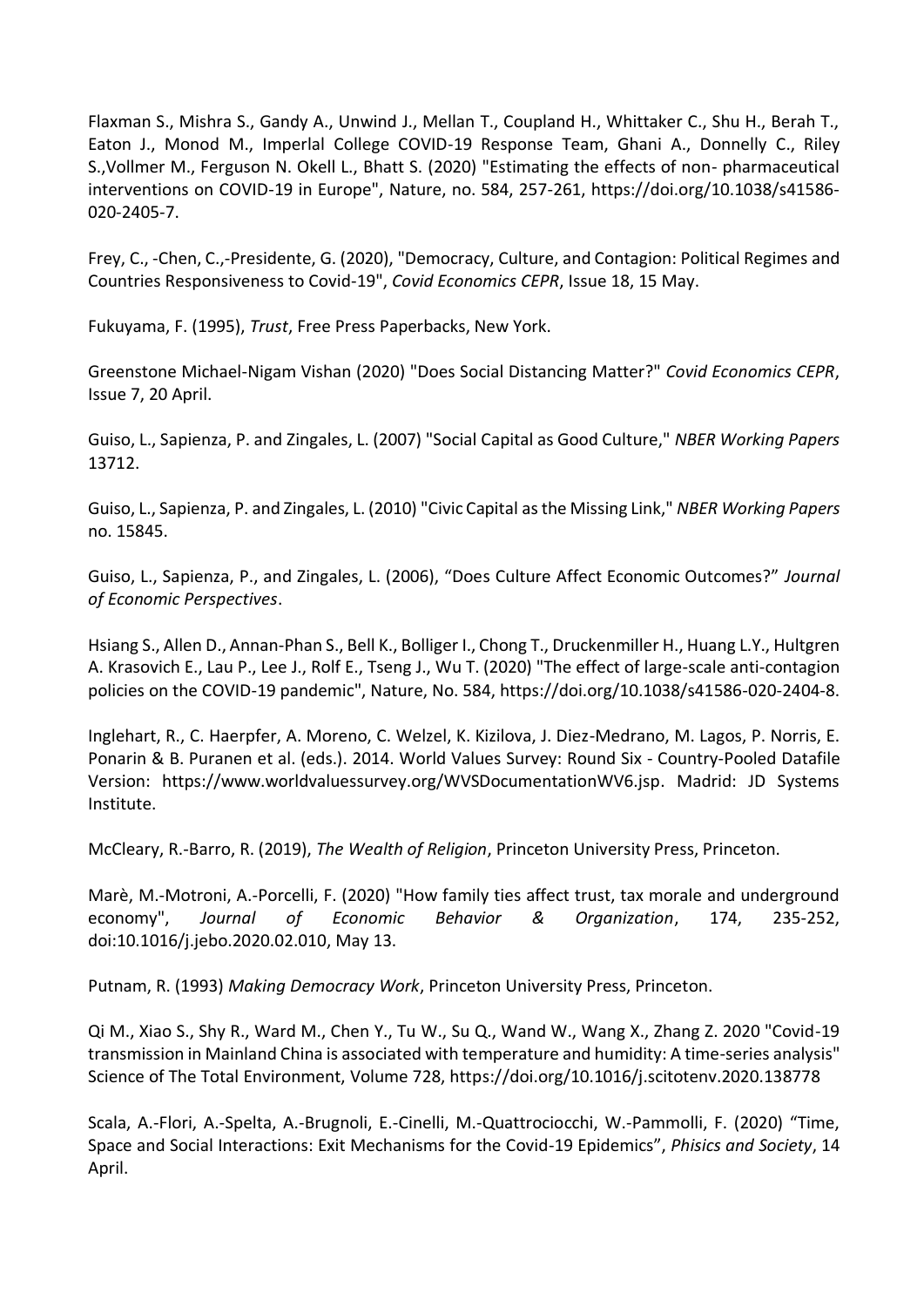Flaxman S., Mishra S., Gandy A., Unwind J., Mellan T., Coupland H., Whittaker C., Shu H., Berah T., Eaton J., Monod M., Imperlal College COVID-19 Response Team, Ghani A., Donnelly C., Riley S.,Vollmer M., Ferguson N. Okell L., Bhatt S. (2020) "Estimating the effects of non- pharmaceutical interventions on COVID-19 in Europe", Nature, no. 584, 257-261, https://doi.org/10.1038/s41586-020-2405-7.

Frey, C., -Chen, C.,-Presidente, G. (2020), "Democracy, Culture, and Contagion: Political Regimes and Countries Responsiveness to Covid-19", *Covid Economics CEPR*, Issue 18, 15 May.

Fukuyama, F. (1995), *Trust*, Free Press Paperbacks, New York.

Greenstone Michael-Nigam Vishan (2020) "Does Social Distancing Matter?" *Covid Economics CEPR*, Issue 7, 20 April.

Guiso, L., Sapienza, P. and Zingales, L. (2007) "Social Capital as Good Culture," *NBER Working Papers* 13712.

Guiso, L., Sapienza, P. and Zingales, L. (2010) "Civic Capital as the Missing Link," *NBER Working Papers* no. 15845.

Guiso, L., Sapienza, P., and Zingales, L. (2006), "Does Culture Affect Economic Outcomes?" *Journal of Economic Perspectives*.

Hsiang S., Allen D., Annan-Phan S., Bell K., Bolliger I., Chong T., Druckenmiller H., Huang L.Y., Hultgren A. Krasovich E., Lau P., Lee J., Rolf E., Tseng J., Wu T. (2020) "The effect of large-scale anti-contagion policies on the COVID-19 pandemic", Nature, No. 584, https://doi.org/10.1038/s41586-020-2404-8.

Inglehart, R., C. Haerpfer, A. Moreno, C. Welzel, K. Kizilova, J. Diez-Medrano, M. Lagos, P. Norris, E. Ponarin & B. Puranen et al. (eds.). 2014. World Values Survey: Round Six - Country-Pooled Datafile Version: https://www.worldvaluessurvey.org/WVSDocumentationWV6.jsp. Madrid: JD Systems Institute.

McCleary, R.-Barro, R. (2019), *The Wealth of Religion*, Princeton University Press, Princeton.

Marè, M.-Motroni, A.-Porcelli, F. (2020) "How family ties affect trust, tax morale and underground economy", *Journal of Economic Behavior & Organization*, 174, 235-252, doi:10.1016/j.jebo.2020.02.010, May 13.

Putnam, R. (1993) *Making Democracy Work*, Princeton University Press, Princeton.

Qi M., Xiao S., Shy R., Ward M., Chen Y., Tu W., Su Q., Wand W., Wang X., Zhang Z. 2020 "Covid-19 transmission in Mainland China is associated with temperature and humidity: A time-series analysis" Science of The Total Environment, Volume 728, https://doi.org/10.1016/j.scitotenv.2020.138778

Scala, A.-Flori, A.-Spelta, A.-Brugnoli, E.-Cinelli, M.-Quattrociocchi, W.-Pammolli, F. (2020) "Time, Space and Social Interactions: Exit Mechanisms for the Covid-19 Epidemics", *Phisics and Society*, 14 April.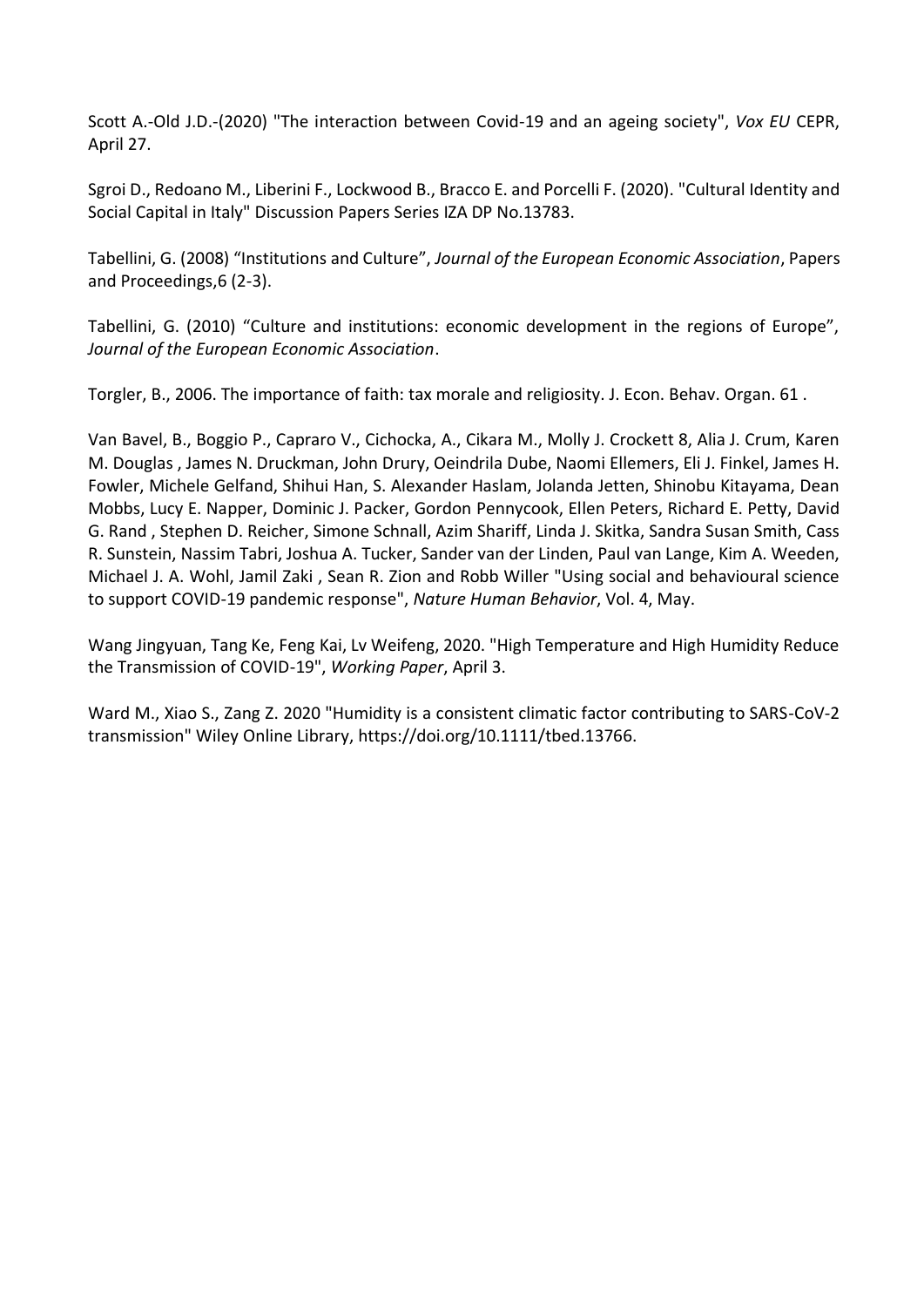Scott A.-Old J.D.-(2020) "The interaction between Covid-19 and an ageing society", *Vox EU* CEPR, April 27.

Sgroi D., Redoano M., Liberini F., Lockwood B., Bracco E. and Porcelli F. (2020). "Cultural Identity and Social Capital in Italy" Discussion Papers Series IZA DP No.13783.

Tabellini, G. (2008) "Institutions and Culture", *Journal of the European Economic Association*, Papers and Proceedings,6 (2-3).

Tabellini, G. (2010) "Culture and institutions: economic development in the regions of Europe", *Journal of the European Economic Association*.

Torgler, B., 2006. The importance of faith: tax morale and religiosity. J. Econ. Behav. Organ. 61 .

Van Bavel, B., Boggio P., Capraro V., Cichocka, A., Cikara M., Molly J. Crockett 8, Alia J. Crum, Karen M. Douglas , James N. Druckman, John Drury, Oeindrila Dube, Naomi Ellemers, Eli J. Finkel, James H. Fowler, Michele Gelfand, Shihui Han, S. Alexander Haslam, Jolanda Jetten, Shinobu Kitayama, Dean Mobbs, Lucy E. Napper, Dominic J. Packer, Gordon Pennycook, Ellen Peters, Richard E. Petty, David G. Rand , Stephen D. Reicher, Simone Schnall, Azim Shariff, Linda J. Skitka, Sandra Susan Smith, Cass R. Sunstein, Nassim Tabri, Joshua A. Tucker, Sander van der Linden, Paul van Lange, Kim A. Weeden, Michael J. A. Wohl, Jamil Zaki , Sean R. Zion and Robb Willer "Using social and behavioural science to support COVID-19 pandemic response", *Nature Human Behavior*, Vol. 4, May.

Wang Jingyuan, Tang Ke, Feng Kai, Lv Weifeng, 2020. "High Temperature and High Humidity Reduce the Transmission of COVID-19", *Working Paper*, April 3.

Ward M., Xiao S., Zang Z. 2020 "Humidity is a consistent climatic factor contributing to SARS-CoV-2 transmission" Wiley Online Library, https://doi.org/10.1111/tbed.13766.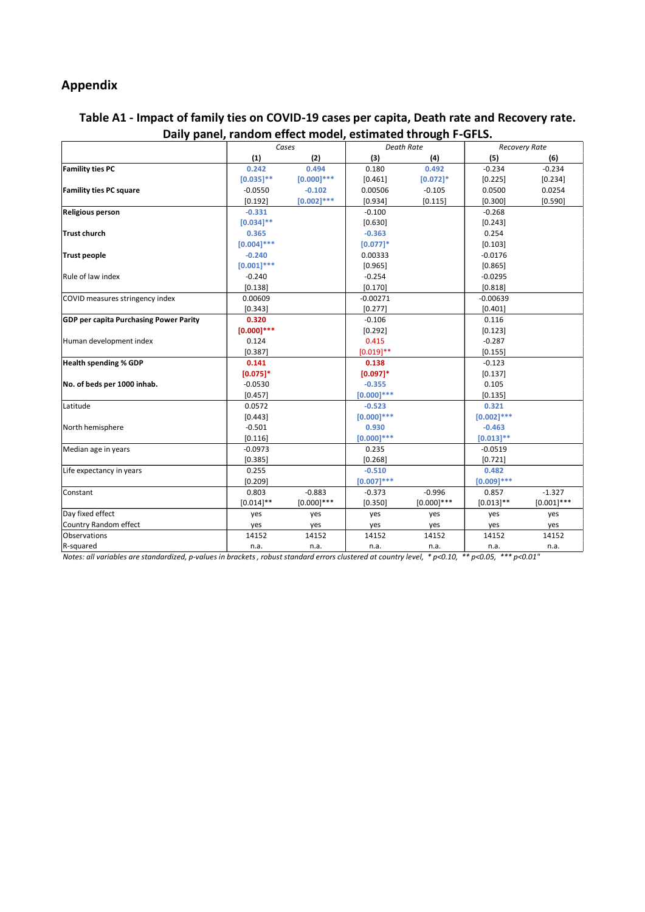# Appendix

**Table A1 - Impact of family ties on COVID-19 cases per capita, Death rate and Recovery rate. Daily panel, random effect model, estimated through F-GFLS.**

| | *Cases* | | *Death Rate* | | *Recovery Rate* | |
|---|---|---|---|---|---|---|
| | **(1)** | **(2)** | **(3)** | **(4)** | **(5)** | **(6)** |
| **Fammility ties PC** | 0.242 | 0.494 | 0.180 | 0.492 | -0.234 | -0.234 |
| | [0.035]** | [0.000]*** | [0.461] | [0.072]* | [0.225] | [0.234] |
| **Fammility ties PC square** | -0.0550 | -0.102 | 0.00506 | -0.105 | 0.0500 | 0.0254 |
| | [0.192] | [0.002]*** | [0.934] | [0.115] | [0.300] | [0.590] |
| **Religious person** | -0.331 | | -0.100 | | -0.268 | |
| | [0.034]** | | [0.630] | | [0.243] | |
| **Trust church** | 0.365 | | -0.363 | | 0.254 | |
| | [0.004]*** | | [0.077]* | | [0.103] | |
| **Trust people** | -0.240 | | 0.00333 | | -0.0176 | |
| | [0.001]*** | | [0.965] | | [0.865] | |
| Rule of law index | -0.240 | | -0.254 | | -0.0295 | |
| | [0.138] | | [0.170] | | [0.818] | |
| COVID measures stringency index | 0.00609 | | -0.00271 | | -0.00639 | |
| | [0.343] | | [0.277] | | [0.401] | |
| **GDP per capita Purchasing Power Parity** | 0.320 | | -0.106 | | 0.116 | |
| | [0.000]*** | | [0.292] | | [0.123] | |
| Human development index | 0.124 | | 0.415 | | -0.287 | |
| | [0.387] | | [0.019]** | | [0.155] | |
| **Health spending % GDP** | 0.141 | | 0.138 | | -0.123 | |
| | [0.075]* | | [0.097]* | | [0.137] | |
| **No. of beds per 1000 inhab.** | -0.0530 | | -0.355 | | 0.105 | |
| | [0.457] | | [0.000]*** | | [0.135] | |
| Latitude | 0.0572 | | -0.523 | | 0.321 | |
| | [0.443] | | [0.000]*** | | [0.002]*** | |
| North hemisphere | -0.501 | | 0.930 | | -0.463 | |
| | [0.116] | | [0.000]*** | | [0.013]** | |
| Median age in years | -0.0973 | | 0.235 | | -0.0519 | |
| | [0.385] | | [0.268] | | [0.721] | |
| Life expectancy in years | 0.255 | | -0.510 | | 0.482 | |
| | [0.209] | | [0.007]*** | | [0.009]*** | |
| Constant | 0.803 | -0.883 | -0.373 | -0.996 | 0.857 | -1.327 |
| | [0.014]** | [0.000]*** | [0.350] | [0.000]*** | [0.013]** | [0.001]*** |
| Day fixed effect | yes | yes | yes | yes | yes | yes |
| Country Random effect | yes | yes | yes | yes | yes | yes |
| Observations | 14152 | 14152 | 14152 | 14152 | 14152 | 14152 |
| R-squared | n.a. | n.a. | n.a. | n.a. | n.a. | n.a. |

*Notes: all variables are standardized, p-values in brackets , robust standard errors clustered at country level, * p<0.10, ** p<0.05, *** p<0.01"*